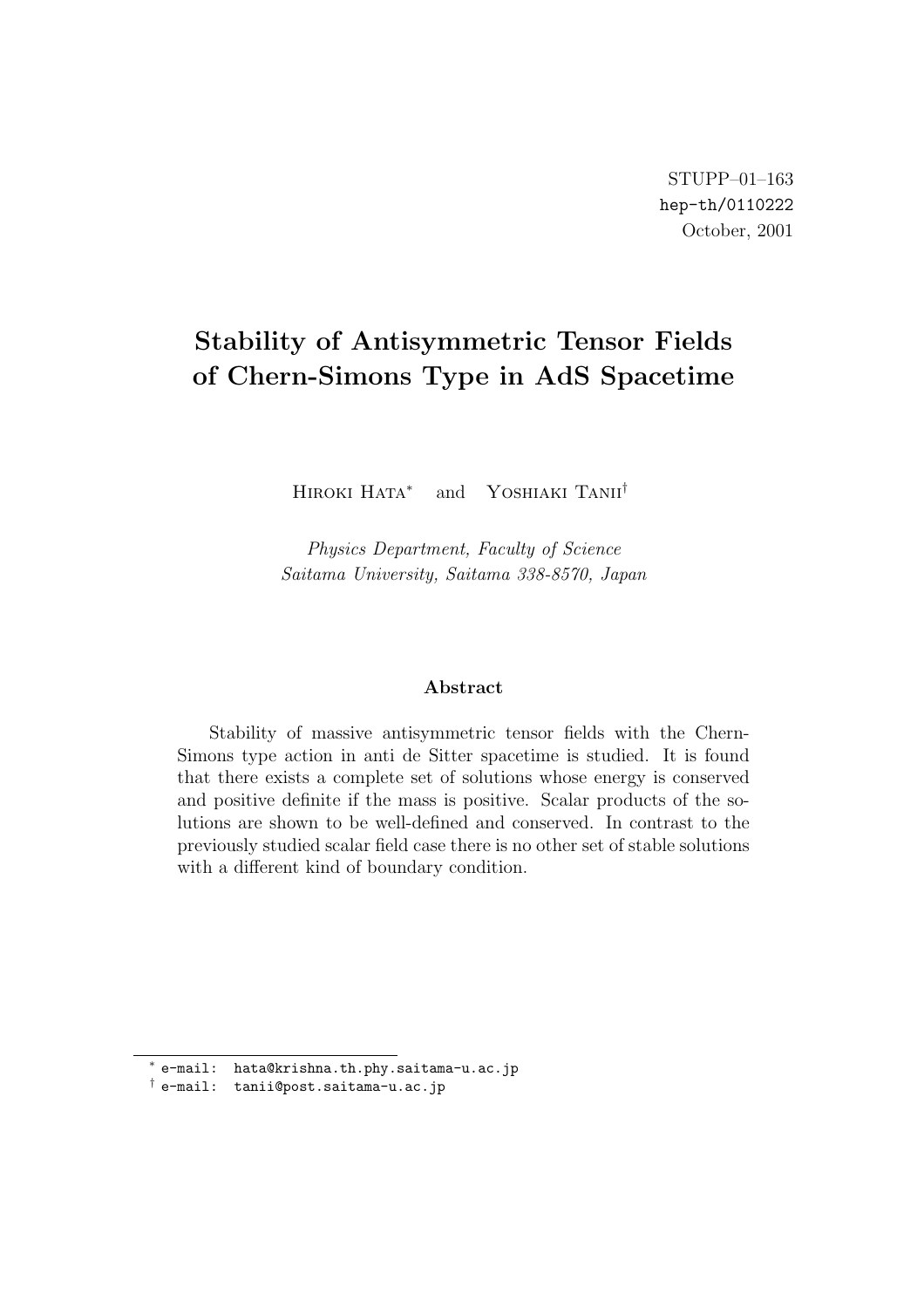STUPP–01–163
hep-th/0110222
October, 2001

# Stability of Antisymmetric Tensor Fields of Chern-Simons Type in AdS Spacetime

Hiroki Hata* and Yoshiaki Tanii†

*Physics Department, Faculty of Science*
*Saitama University, Saitama 338-8570, Japan*

## Abstract

Stability of massive antisymmetric tensor fields with the Chern-Simons type action in anti de Sitter spacetime is studied. It is found that there exists a complete set of solutions whose energy is conserved and positive definite if the mass is positive. Scalar products of the solutions are shown to be well-defined and conserved. In contrast to the previously studied scalar field case there is no other set of stable solutions with a different kind of boundary condition.

---

* e-mail: hata@krishna.th.phy.saitama-u.ac.jp
† e-mail: tanii@post.saitama-u.ac.jp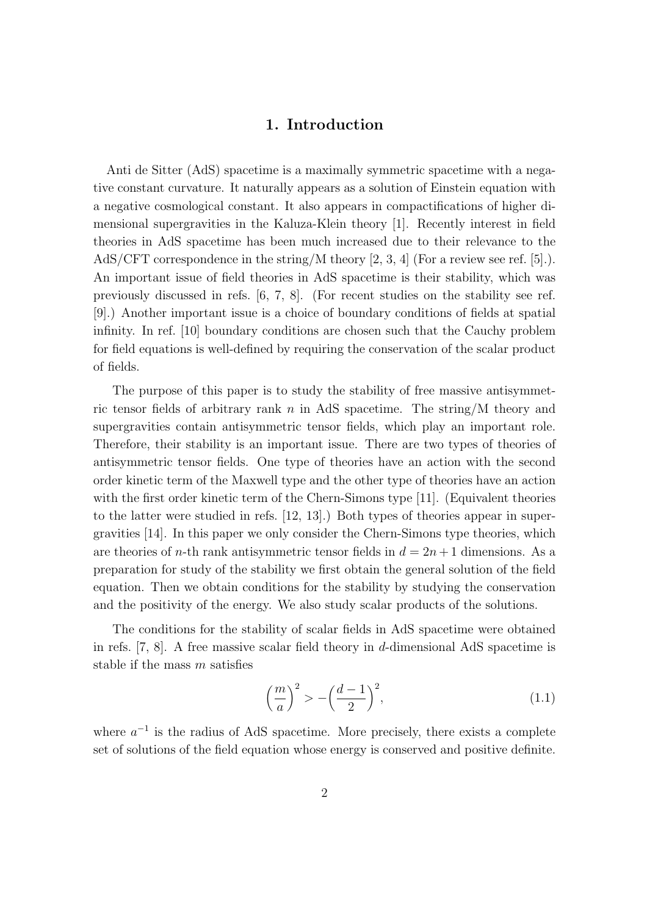# 1. Introduction

Anti de Sitter (AdS) spacetime is a maximally symmetric spacetime with a negative constant curvature. It naturally appears as a solution of Einstein equation with a negative cosmological constant. It also appears in compactifications of higher dimensional supergravities in the Kaluza-Klein theory [1]. Recently interest in field theories in AdS spacetime has been much increased due to their relevance to the AdS/CFT correspondence in the string/M theory [2, 3, 4] (For a review see ref. [5].). An important issue of field theories in AdS spacetime is their stability, which was previously discussed in refs. [6, 7, 8]. (For recent studies on the stability see ref. [9].) Another important issue is a choice of boundary conditions of fields at spatial infinity. In ref. [10] boundary conditions are chosen such that the Cauchy problem for field equations is well-defined by requiring the conservation of the scalar product of fields.

The purpose of this paper is to study the stability of free massive antisymmetric tensor fields of arbitrary rank $n$ in AdS spacetime. The string/M theory and supergravities contain antisymmetric tensor fields, which play an important role. Therefore, their stability is an important issue. There are two types of theories of antisymmetric tensor fields. One type of theories have an action with the second order kinetic term of the Maxwell type and the other type of theories have an action with the first order kinetic term of the Chern-Simons type [11]. (Equivalent theories to the latter were studied in refs. [12, 13].) Both types of theories appear in supergravities [14]. In this paper we only consider the Chern-Simons type theories, which are theories of $n$-th rank antisymmetric tensor fields in $d = 2n + 1$ dimensions. As a preparation for study of the stability we first obtain the general solution of the field equation. Then we obtain conditions for the stability by studying the conservation and the positivity of the energy. We also study scalar products of the solutions.

The conditions for the stability of scalar fields in AdS spacetime were obtained in refs. [7, 8]. A free massive scalar field theory in $d$-dimensional AdS spacetime is stable if the mass $m$ satisfies

$$\left(\frac{m}{a}\right)^2 > -\left(\frac{d-1}{2}\right)^2, \tag{1.1}$$

where $a^{-1}$ is the radius of AdS spacetime. More precisely, there exists a complete set of solutions of the field equation whose energy is conserved and positive definite.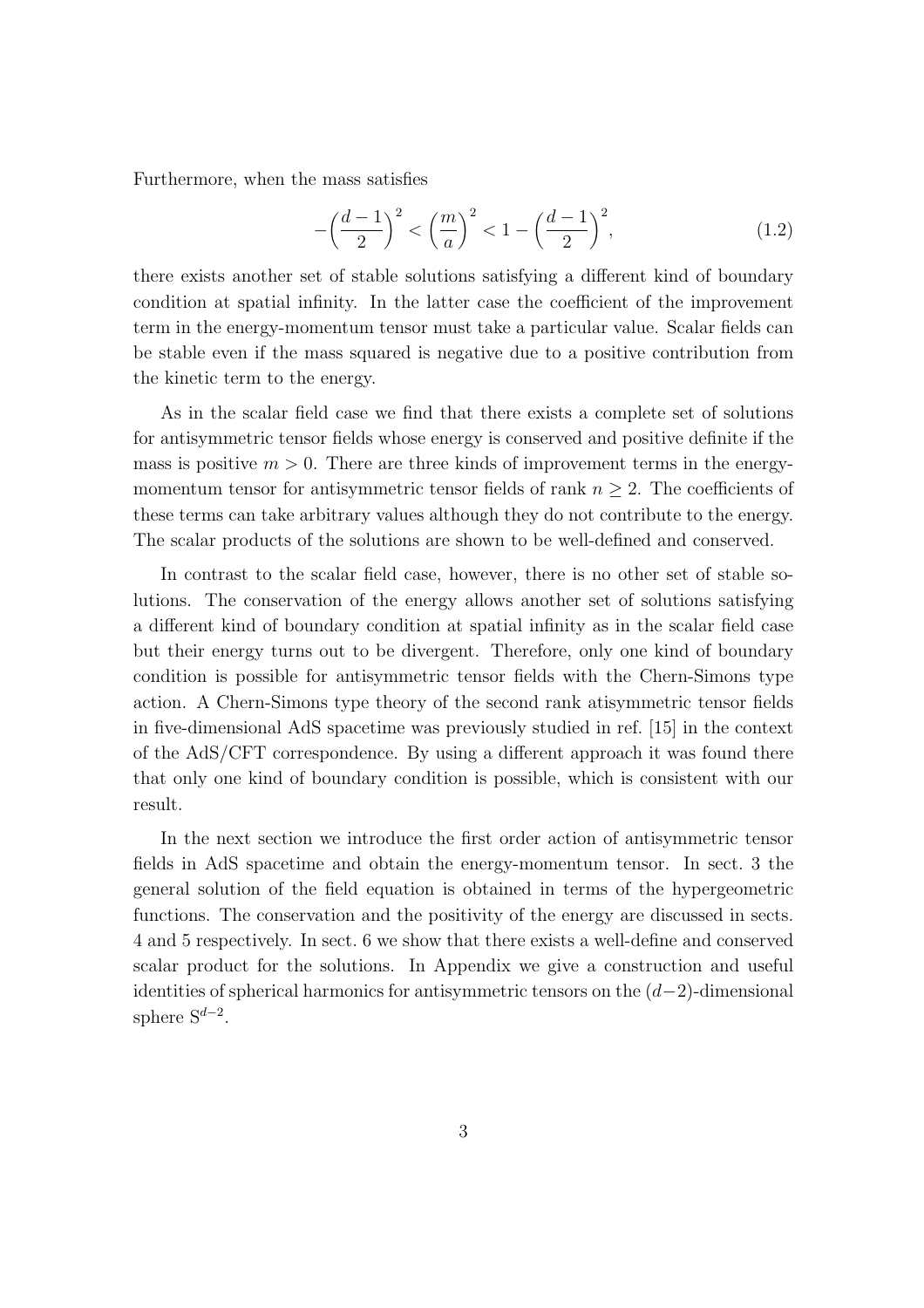Furthermore, when the mass satisfies

$$
-\Big(\frac{d-1}{2}\Big)^2 < \Big(\frac{m}{a}\Big)^2 < 1 - \Big(\frac{d-1}{2}\Big)^2, \tag{1.2}
$$

there exists another set of stable solutions satisfying a different kind of boundary condition at spatial infinity. In the latter case the coefficient of the improvement term in the energy-momentum tensor must take a particular value. Scalar fields can be stable even if the mass squared is negative due to a positive contribution from the kinetic term to the energy.

As in the scalar field case we find that there exists a complete set of solutions for antisymmetric tensor fields whose energy is conserved and positive definite if the mass is positive $m > 0$. There are three kinds of improvement terms in the energy-momentum tensor for antisymmetric tensor fields of rank $n \geq 2$. The coefficients of these terms can take arbitrary values although they do not contribute to the energy. The scalar products of the solutions are shown to be well-defined and conserved.

In contrast to the scalar field case, however, there is no other set of stable solutions. The conservation of the energy allows another set of solutions satisfying a different kind of boundary condition at spatial infinity as in the scalar field case but their energy turns out to be divergent. Therefore, only one kind of boundary condition is possible for antisymmetric tensor fields with the Chern-Simons type action. A Chern-Simons type theory of the second rank atisymmetric tensor fields in five-dimensional AdS spacetime was previously studied in ref. [15] in the context of the AdS/CFT correspondence. By using a different approach it was found there that only one kind of boundary condition is possible, which is consistent with our result.

In the next section we introduce the first order action of antisymmetric tensor fields in AdS spacetime and obtain the energy-momentum tensor. In sect. 3 the general solution of the field equation is obtained in terms of the hypergeometric functions. The conservation and the positivity of the energy are discussed in sects. 4 and 5 respectively. In sect. 6 we show that there exists a well-define and conserved scalar product for the solutions. In Appendix we give a construction and useful identities of spherical harmonics for antisymmetric tensors on the $(d-2)$-dimensional sphere $\mathrm{S}^{d-2}$.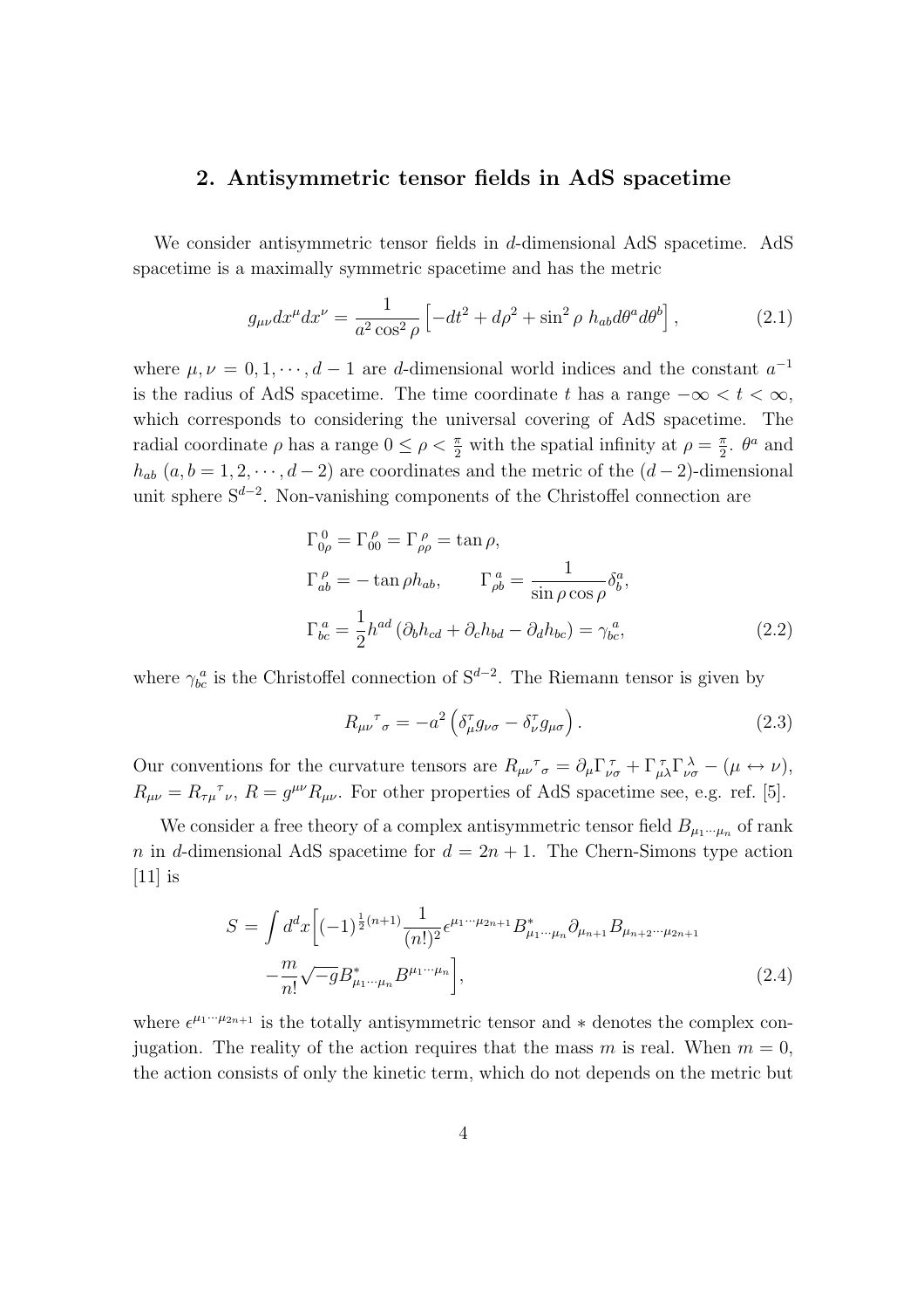## 2. Antisymmetric tensor fields in AdS spacetime

We consider antisymmetric tensor fields in $d$-dimensional AdS spacetime. AdS spacetime is a maximally symmetric spacetime and has the metric

$$g_{\mu\nu}dx^\mu dx^\nu = \frac{1}{a^2\cos^2\rho}\left[-dt^2 + d\rho^2 + \sin^2\rho \; h_{ab}d\theta^a d\theta^b\right], \tag{2.1}$$

where $\mu, \nu = 0, 1, \cdots, d-1$ are $d$-dimensional world indices and the constant $a^{-1}$ is the radius of AdS spacetime. The time coordinate $t$ has a range $-\infty < t < \infty$, which corresponds to considering the universal covering of AdS spacetime. The radial coordinate $\rho$ has a range $0 \leq \rho < \frac{\pi}{2}$ with the spatial infinity at $\rho = \frac{\pi}{2}$. $\theta^a$ and $h_{ab}$ $(a, b = 1, 2, \cdots, d-2)$ are coordinates and the metric of the $(d-2)$-dimensional unit sphere $\mathrm{S}^{d-2}$. Non-vanishing components of the Christoffel connection are

$$\begin{aligned}
&\Gamma_{0\rho}^{\,0} = \Gamma_{00}^{\,\rho} = \Gamma_{\rho\rho}^{\,\rho} = \tan\rho, \\
&\Gamma_{ab}^{\,\rho} = -\tan\rho h_{ab}, \qquad \Gamma_{\rho b}^{\,a} = \frac{1}{\sin\rho\cos\rho}\delta_b^a, \\
&\Gamma_{bc}^{\,a} = \frac{1}{2}h^{ad}\left(\partial_b h_{cd} + \partial_c h_{bd} - \partial_d h_{bc}\right) = \gamma_{bc}^{\,a},
\end{aligned} \tag{2.2}$$

where $\gamma_{bc}^{\,a}$ is the Christoffel connection of $\mathrm{S}^{d-2}$. The Riemann tensor is given by

$$R_{\mu\nu}{}^{\tau}{}_{\sigma} = -a^2\left(\delta_\mu^\tau g_{\nu\sigma} - \delta_\nu^\tau g_{\mu\sigma}\right). \tag{2.3}$$

Our conventions for the curvature tensors are $R_{\mu\nu}{}^{\tau}{}_{\sigma} = \partial_\mu \Gamma_{\nu\sigma}^{\,\tau} + \Gamma_{\mu\lambda}^{\,\tau}\Gamma_{\nu\sigma}^{\,\lambda} - (\mu \leftrightarrow \nu)$, $R_{\mu\nu} = R_{\tau\mu}{}^{\tau}{}_{\nu}$, $R = g^{\mu\nu}R_{\mu\nu}$. For other properties of AdS spacetime see, e.g. ref. [5].

We consider a free theory of a complex antisymmetric tensor field $B_{\mu_1\cdots\mu_n}$ of rank $n$ in $d$-dimensional AdS spacetime for $d = 2n+1$. The Chern-Simons type action [11] is

$$\begin{aligned}
S = \int d^dx \Big[&(-1)^{\frac{1}{2}(n+1)}\frac{1}{(n!)^2}\epsilon^{\mu_1\cdots\mu_{2n+1}}B^*_{\mu_1\cdots\mu_n}\partial_{\mu_{n+1}}B_{\mu_{n+2}\cdots\mu_{2n+1}} \\
&-\frac{m}{n!}\sqrt{-g}B^*_{\mu_1\cdots\mu_n}B^{\mu_1\cdots\mu_n}\Big],
\end{aligned} \tag{2.4}$$

where $\epsilon^{\mu_1\cdots\mu_{2n+1}}$ is the totally antisymmetric tensor and $*$ denotes the complex conjugation. The reality of the action requires that the mass $m$ is real. When $m = 0$, the action consists of only the kinetic term, which do not depends on the metric but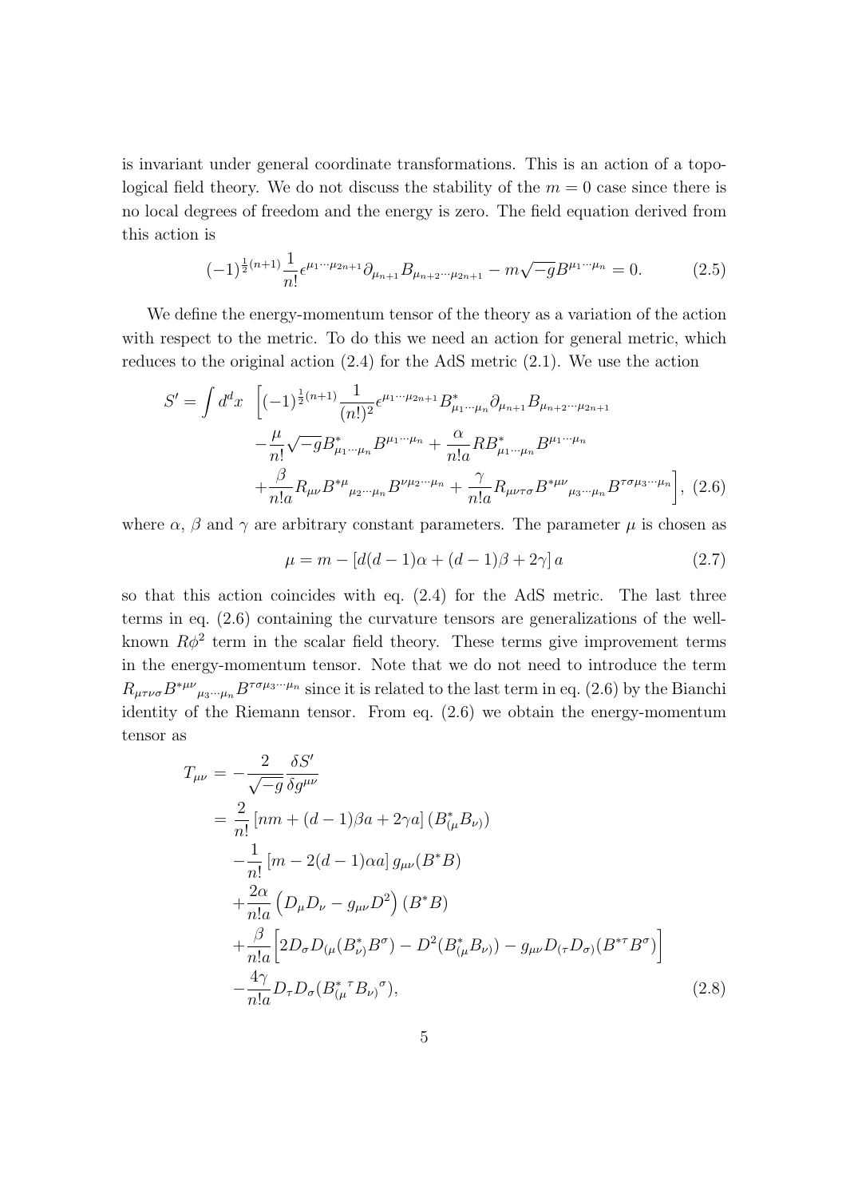is invariant under general coordinate transformations. This is an action of a topological field theory. We do not discuss the stability of the $m = 0$ case since there is no local degrees of freedom and the energy is zero. The field equation derived from this action is

$$(-1)^{\frac{1}{2}(n+1)}\frac{1}{n!}\epsilon^{\mu_1\cdots\mu_{2n+1}}\partial_{\mu_{n+1}}B_{\mu_{n+2}\cdots\mu_{2n+1}} - m\sqrt{-g}B^{\mu_1\cdots\mu_n} = 0. \tag{2.5}$$

We define the energy-momentum tensor of the theory as a variation of the action with respect to the metric. To do this we need an action for general metric, which reduces to the original action (2.4) for the AdS metric (2.1). We use the action

$$\begin{aligned}
S' = \int d^dx \ \Bigg[ & (-1)^{\frac{1}{2}(n+1)}\frac{1}{(n!)^2}\epsilon^{\mu_1\cdots\mu_{2n+1}}B^*_{\mu_1\cdots\mu_n}\partial_{\mu_{n+1}}B_{\mu_{n+2}\cdots\mu_{2n+1}} \\
& -\frac{\mu}{n!}\sqrt{-g}B^*_{\mu_1\cdots\mu_n}B^{\mu_1\cdots\mu_n} + \frac{\alpha}{n!a}RB^*_{\mu_1\cdots\mu_n}B^{\mu_1\cdots\mu_n} \\
& +\frac{\beta}{n!a}R_{\mu\nu}B^{*\mu}{}_{\mu_2\cdots\mu_n}B^{\nu\mu_2\cdots\mu_n} + \frac{\gamma}{n!a}R_{\mu\nu\tau\sigma}B^{*\mu\nu}{}_{\mu_3\cdots\mu_n}B^{\tau\sigma\mu_3\cdots\mu_n}\Bigg],
\end{aligned} \tag{2.6}$$

where $\alpha$, $\beta$ and $\gamma$ are arbitrary constant parameters. The parameter $\mu$ is chosen as

$$\mu = m - \left[d(d-1)\alpha + (d-1)\beta + 2\gamma\right]a \tag{2.7}$$

so that this action coincides with eq. (2.4) for the AdS metric. The last three terms in eq. (2.6) containing the curvature tensors are generalizations of the well-known $R\phi^2$ term in the scalar field theory. These terms give improvement terms in the energy-momentum tensor. Note that we do not need to introduce the term $R_{\mu\tau\nu\sigma}B^{*\mu\nu}{}_{\mu_3\cdots\mu_n}B^{\tau\sigma\mu_3\cdots\mu_n}$ since it is related to the last term in eq. (2.6) by the Bianchi identity of the Riemann tensor. From eq. (2.6) we obtain the energy-momentum tensor as

$$\begin{aligned}
T_{\mu\nu} &= -\frac{2}{\sqrt{-g}}\frac{\delta S'}{\delta g^{\mu\nu}} \\
&= \frac{2}{n!}\left[nm + (d-1)\beta a + 2\gamma a\right](B^*_{(\mu}B_{\nu)}) \\
&\quad -\frac{1}{n!}\left[m - 2(d-1)\alpha a\right]g_{\mu\nu}(B^*B) \\
&\quad +\frac{2\alpha}{n!a}\left(D_\mu D_\nu - g_{\mu\nu}D^2\right)(B^*B) \\
&\quad +\frac{\beta}{n!a}\Big[2D_\sigma D_{(\mu}(B^*_{\nu)}B^\sigma) - D^2(B^*_{(\mu}B_{\nu)}) - g_{\mu\nu}D_{(\tau}D_{\sigma)}(B^{*\tau}B^\sigma)\Big] \\
&\quad -\frac{4\gamma}{n!a}D_\tau D_\sigma(B^*_{(\mu}{}^\tau B_{\nu)}{}^\sigma),
\end{aligned} \tag{2.8}$$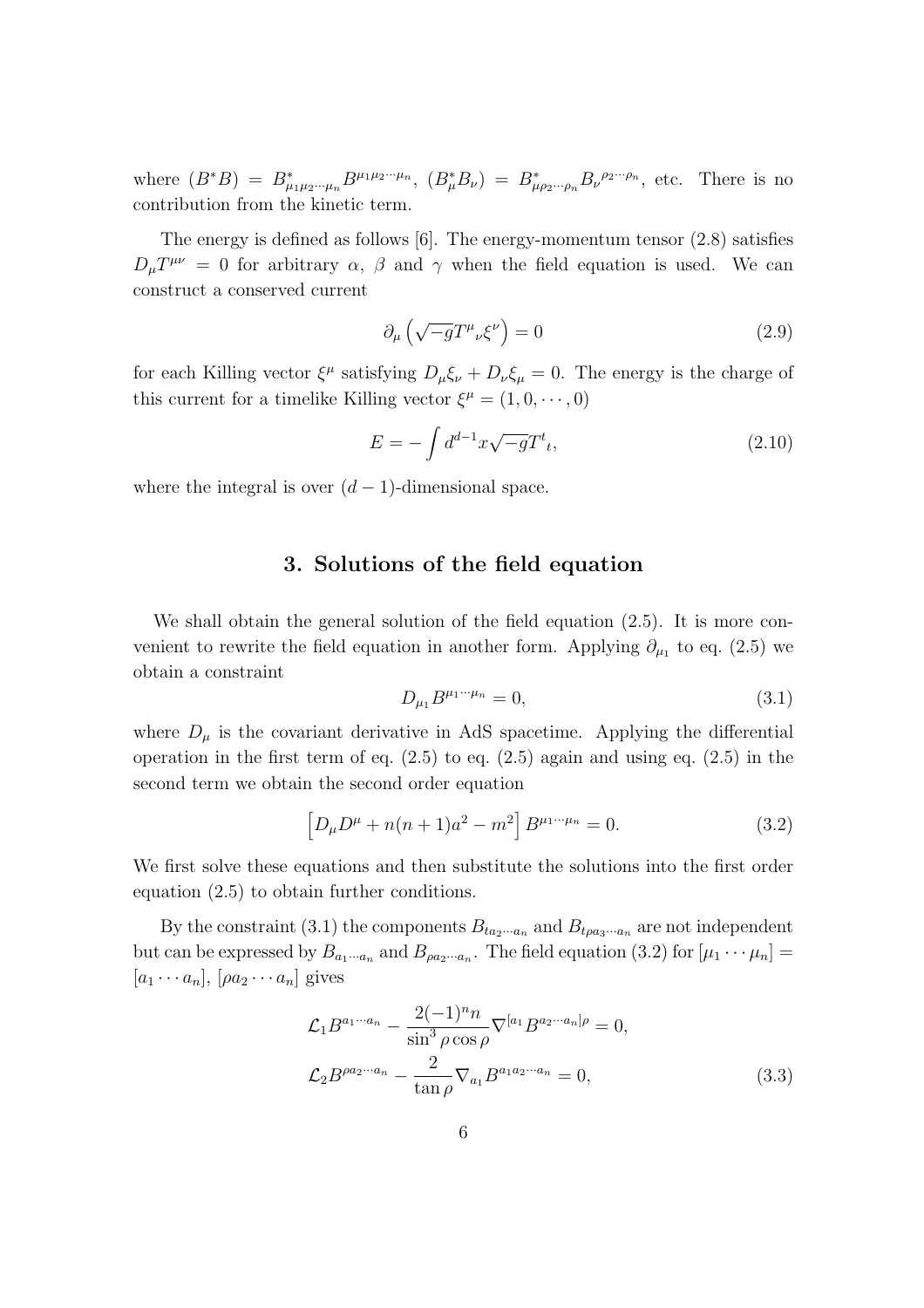where $(B^*B) = B^*_{\mu_1\mu_2\cdots\mu_n}B^{\mu_1\mu_2\cdots\mu_n}$, $(B^*_\mu B_\nu) = B^*_{\mu\rho_2\cdots\rho_n}B_\nu{}^{\rho_2\cdots\rho_n}$, etc. There is no contribution from the kinetic term.

The energy is defined as follows [6]. The energy-momentum tensor (2.8) satisfies $D_\mu T^{\mu\nu} = 0$ for arbitrary $\alpha$, $\beta$ and $\gamma$ when the field equation is used. We can construct a conserved current

$$\partial_\mu\left(\sqrt{-g}T^\mu{}_\nu\xi^\nu\right) = 0 \tag{2.9}$$

for each Killing vector $\xi^\mu$ satisfying $D_\mu\xi_\nu + D_\nu\xi_\mu = 0$. The energy is the charge of this current for a timelike Killing vector $\xi^\mu = (1, 0, \cdots, 0)$

$$E = -\int d^{d-1}x\sqrt{-g}T^t{}_t, \tag{2.10}$$

where the integral is over $(d-1)$-dimensional space.

## 3. Solutions of the field equation

We shall obtain the general solution of the field equation (2.5). It is more convenient to rewrite the field equation in another form. Applying $\partial_{\mu_1}$ to eq. (2.5) we obtain a constraint

$$D_{\mu_1}B^{\mu_1\cdots\mu_n} = 0, \tag{3.1}$$

where $D_\mu$ is the covariant derivative in AdS spacetime. Applying the differential operation in the first term of eq. (2.5) to eq. (2.5) again and using eq. (2.5) in the second term we obtain the second order equation

$$\left[D_\mu D^\mu + n(n+1)a^2 - m^2\right]B^{\mu_1\cdots\mu_n} = 0. \tag{3.2}$$

We first solve these equations and then substitute the solutions into the first order equation (2.5) to obtain further conditions.

By the constraint (3.1) the components $B_{ta_2\cdots a_n}$ and $B_{t\rho a_3\cdots a_n}$ are not independent but can be expressed by $B_{a_1\cdots a_n}$ and $B_{\rho a_2\cdots a_n}$. The field equation (3.2) for $[\mu_1\cdots\mu_n] = [a_1\cdots a_n]$, $[\rho a_2\cdots a_n]$ gives

$$\begin{aligned}
&\mathcal{L}_1 B^{a_1\cdots a_n} - \frac{2(-1)^n n}{\sin^3\rho\cos\rho}\nabla^{[a_1}B^{a_2\cdots a_n]\rho} = 0, \\
&\mathcal{L}_2 B^{\rho a_2\cdots a_n} - \frac{2}{\tan\rho}\nabla_{a_1}B^{a_1a_2\cdots a_n} = 0,
\end{aligned} \tag{3.3}$$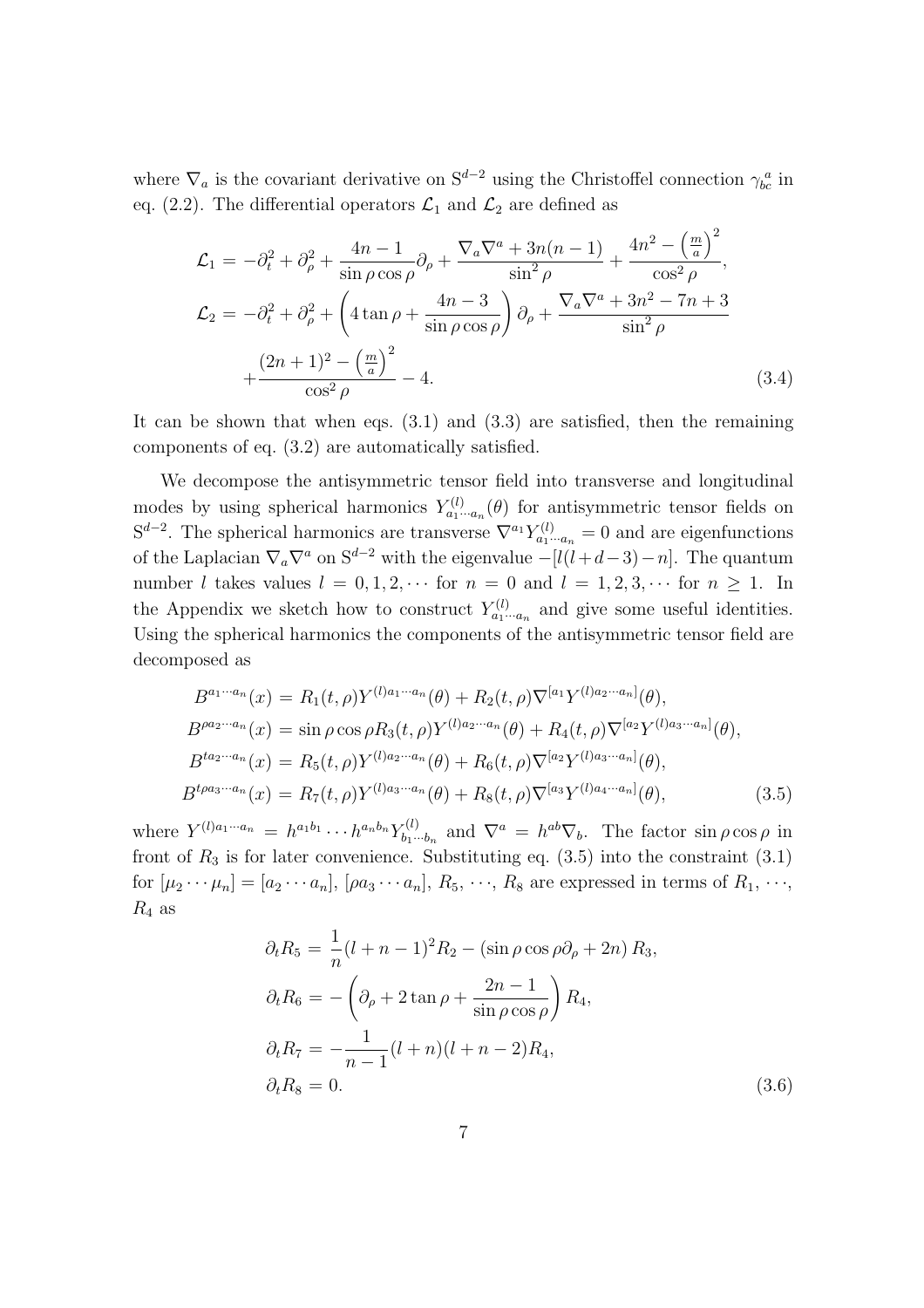where $\nabla_a$ is the covariant derivative on $\mathrm{S}^{d-2}$ using the Christoffel connection $\gamma^a_{bc}$ in eq. (2.2). The differential operators $\mathcal{L}_1$ and $\mathcal{L}_2$ are defined as

$$
\begin{aligned}
\mathcal{L}_1 &= -\partial_t^2 + \partial_\rho^2 + \frac{4n-1}{\sin\rho\cos\rho}\partial_\rho + \frac{\nabla_a\nabla^a + 3n(n-1)}{\sin^2\rho} + \frac{4n^2 - \left(\frac{m}{a}\right)^2}{\cos^2\rho}, \\
\mathcal{L}_2 &= -\partial_t^2 + \partial_\rho^2 + \left(4\tan\rho + \frac{4n-3}{\sin\rho\cos\rho}\right)\partial_\rho + \frac{\nabla_a\nabla^a + 3n^2 - 7n + 3}{\sin^2\rho} \\
&\quad + \frac{(2n+1)^2 - \left(\frac{m}{a}\right)^2}{\cos^2\rho} - 4.
\end{aligned} \tag{3.4}
$$

It can be shown that when eqs. (3.1) and (3.3) are satisfied, then the remaining components of eq. (3.2) are automatically satisfied.

We decompose the antisymmetric tensor field into transverse and longitudinal modes by using spherical harmonics $Y^{(l)}_{a_1\cdots a_n}(\theta)$ for antisymmetric tensor fields on $\mathrm{S}^{d-2}$. The spherical harmonics are transverse $\nabla^{a_1}Y^{(l)}_{a_1\cdots a_n} = 0$ and are eigenfunctions of the Laplacian $\nabla_a\nabla^a$ on $\mathrm{S}^{d-2}$ with the eigenvalue $-[l(l+d-3)-n]$. The quantum number $l$ takes values $l = 0, 1, 2, \cdots$ for $n = 0$ and $l = 1, 2, 3, \cdots$ for $n \geq 1$. In the Appendix we sketch how to construct $Y^{(l)}_{a_1\cdots a_n}$ and give some useful identities. Using the spherical harmonics the components of the antisymmetric tensor field are decomposed as

$$
\begin{aligned}
B^{a_1\cdots a_n}(x) &= R_1(t,\rho)Y^{(l)a_1\cdots a_n}(\theta) + R_2(t,\rho)\nabla^{[a_1}Y^{(l)a_2\cdots a_n]}(\theta), \\
B^{\rho a_2\cdots a_n}(x) &= \sin\rho\cos\rho R_3(t,\rho)Y^{(l)a_2\cdots a_n}(\theta) + R_4(t,\rho)\nabla^{[a_2}Y^{(l)a_3\cdots a_n]}(\theta), \\
B^{t a_2\cdots a_n}(x) &= R_5(t,\rho)Y^{(l)a_2\cdots a_n}(\theta) + R_6(t,\rho)\nabla^{[a_2}Y^{(l)a_3\cdots a_n]}(\theta), \\
B^{t\rho a_3\cdots a_n}(x) &= R_7(t,\rho)Y^{(l)a_3\cdots a_n}(\theta) + R_8(t,\rho)\nabla^{[a_3}Y^{(l)a_4\cdots a_n]}(\theta),
\end{aligned} \tag{3.5}
$$

where $Y^{(l)a_1\cdots a_n} = h^{a_1b_1}\cdots h^{a_nb_n}Y^{(l)}_{b_1\cdots b_n}$ and $\nabla^a = h^{ab}\nabla_b$. The factor $\sin\rho\cos\rho$ in front of $R_3$ is for later convenience. Substituting eq. (3.5) into the constraint (3.1) for $[\mu_2\cdots\mu_n] = [a_2\cdots a_n]$, $[\rho a_3\cdots a_n]$, $R_5$, $\cdots$, $R_8$ are expressed in terms of $R_1$, $\cdots$, $R_4$ as

$$
\begin{aligned}
\partial_t R_5 &= \frac{1}{n}(l+n-1)^2 R_2 - (\sin\rho\cos\rho\partial_\rho + 2n)R_3, \\
\partial_t R_6 &= -\left(\partial_\rho + 2\tan\rho + \frac{2n-1}{\sin\rho\cos\rho}\right)R_4, \\
\partial_t R_7 &= -\frac{1}{n-1}(l+n)(l+n-2)R_4, \\
\partial_t R_8 &= 0.
\end{aligned} \tag{3.6}
$$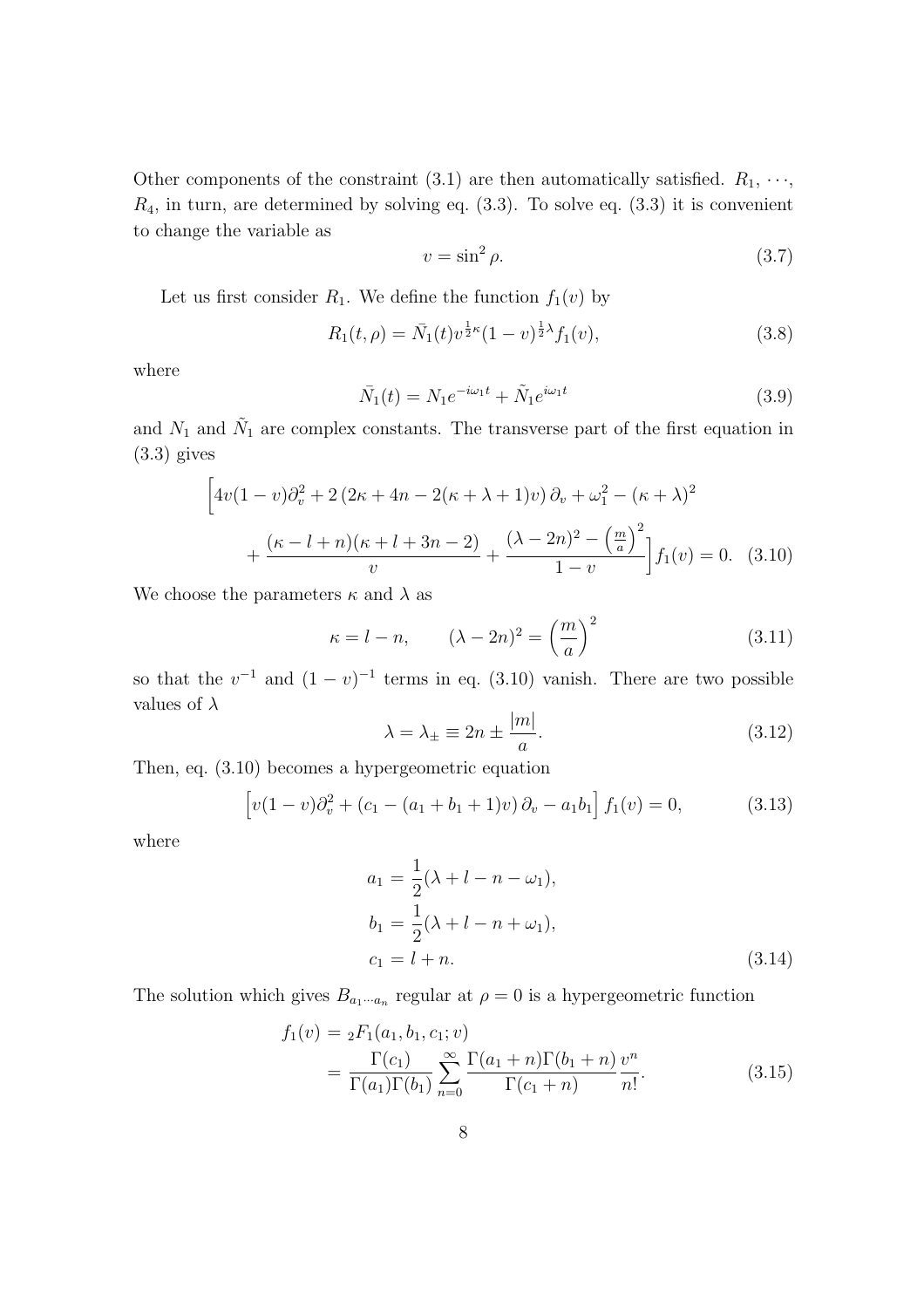Other components of the constraint (3.1) are then automatically satisfied. $R_1, \cdots, R_4$, in turn, are determined by solving eq. (3.3). To solve eq. (3.3) it is convenient to change the variable as

$$v = \sin^2 \rho. \tag{3.7}$$

Let us first consider $R_1$. We define the function $f_1(v)$ by

$$R_1(t, \rho) = \bar{N}_1(t) v^{\frac{1}{2}\kappa}(1-v)^{\frac{1}{2}\lambda} f_1(v), \tag{3.8}$$

where

$$\bar{N}_1(t) = N_1 e^{-i\omega_1 t} + \tilde{N}_1 e^{i\omega_1 t} \tag{3.9}$$

and $N_1$ and $\tilde{N}_1$ are complex constants. The transverse part of the first equation in (3.3) gives

$$\begin{aligned}\Big[&4v(1-v)\partial_v^2 + 2\left(2\kappa + 4n - 2(\kappa+\lambda+1)v\right)\partial_v + \omega_1^2 - (\kappa+\lambda)^2 \\ &+ \frac{(\kappa - l + n)(\kappa + l + 3n - 2)}{v} + \frac{(\lambda - 2n)^2 - \left(\frac{m}{a}\right)^2}{1-v}\Big] f_1(v) = 0. \end{aligned} \tag{3.10}$$

We choose the parameters $\kappa$ and $\lambda$ as

$$\kappa = l - n, \qquad (\lambda - 2n)^2 = \left(\frac{m}{a}\right)^2 \tag{3.11}$$

so that the $v^{-1}$ and $(1-v)^{-1}$ terms in eq. (3.10) vanish. There are two possible values of $\lambda$

$$\lambda = \lambda_\pm \equiv 2n \pm \frac{|m|}{a}. \tag{3.12}$$

Then, eq. (3.10) becomes a hypergeometric equation

$$\left[v(1-v)\partial_v^2 + \left(c_1 - (a_1 + b_1 + 1)v\right)\partial_v - a_1 b_1\right] f_1(v) = 0, \tag{3.13}$$

where

$$\begin{aligned} a_1 &= \frac{1}{2}(\lambda + l - n - \omega_1), \\ b_1 &= \frac{1}{2}(\lambda + l - n + \omega_1), \\ c_1 &= l + n. \end{aligned} \tag{3.14}$$

The solution which gives $B_{a_1 \cdots a_n}$ regular at $\rho = 0$ is a hypergeometric function

$$\begin{aligned} f_1(v) &= {}_2F_1(a_1, b_1, c_1; v) \\ &= \frac{\Gamma(c_1)}{\Gamma(a_1)\Gamma(b_1)} \sum_{n=0}^{\infty} \frac{\Gamma(a_1+n)\Gamma(b_1+n)}{\Gamma(c_1+n)} \frac{v^n}{n!}. \end{aligned} \tag{3.15}$$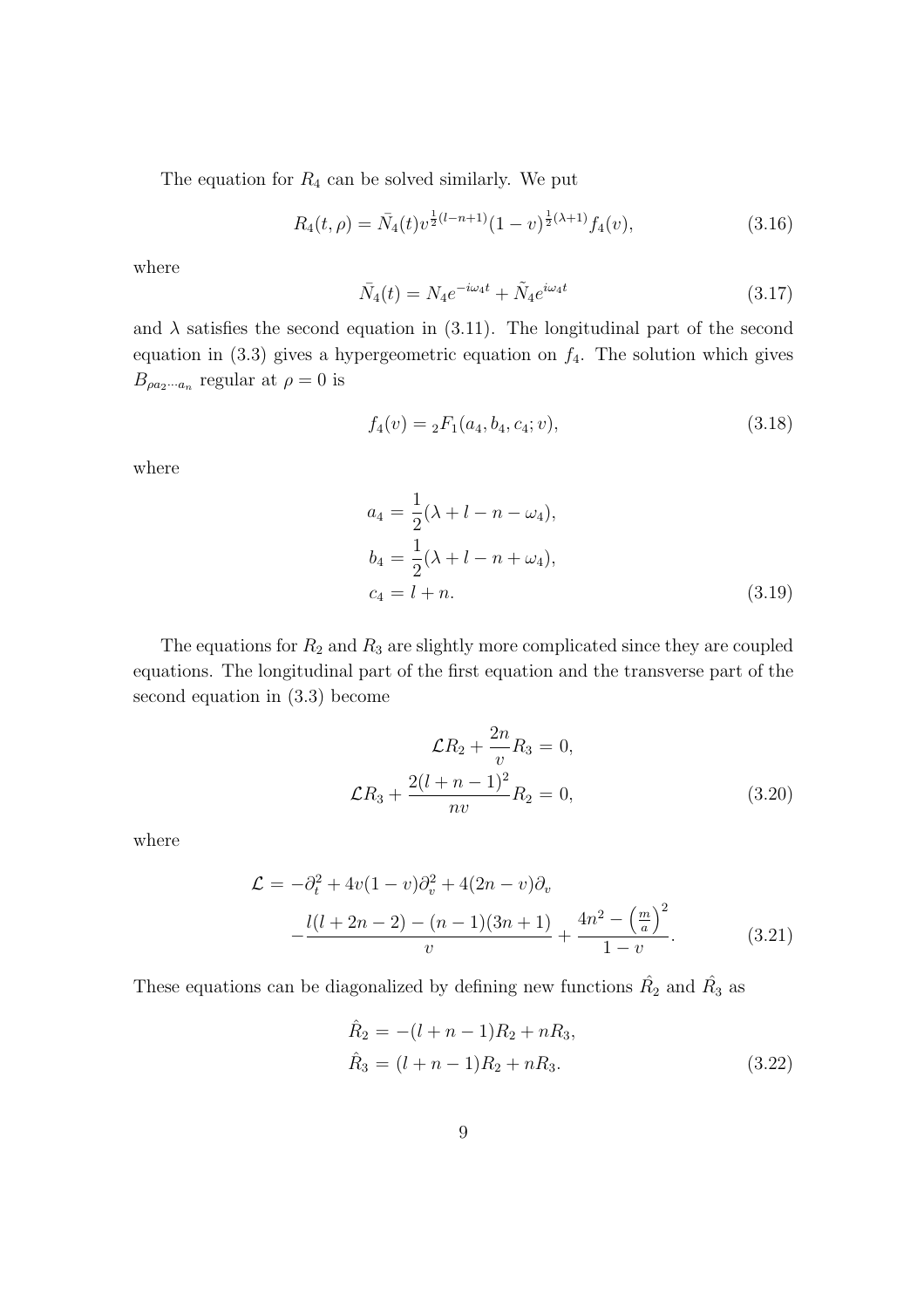The equation for $R_4$ can be solved similarly. We put

$$R_4(t, \rho) = \bar{N}_4(t) v^{\frac{1}{2}(l-n+1)} (1-v)^{\frac{1}{2}(\lambda+1)} f_4(v), \tag{3.16}$$

where

$$\bar{N}_4(t) = N_4 e^{-i\omega_4 t} + \tilde{N}_4 e^{i\omega_4 t} \tag{3.17}$$

and $\lambda$ satisfies the second equation in (3.11). The longitudinal part of the second equation in (3.3) gives a hypergeometric equation on $f_4$. The solution which gives $B_{\rho a_2 \cdots a_n}$ regular at $\rho = 0$ is

$$f_4(v) = {}_2F_1(a_4, b_4, c_4; v), \tag{3.18}$$

where

$$\begin{aligned}
a_4 &= \frac{1}{2}(\lambda + l - n - \omega_4), \\
b_4 &= \frac{1}{2}(\lambda + l - n + \omega_4), \\
c_4 &= l + n.
\end{aligned} \tag{3.19}$$

The equations for $R_2$ and $R_3$ are slightly more complicated since they are coupled equations. The longitudinal part of the first equation and the transverse part of the second equation in (3.3) become

$$\begin{aligned}
\mathcal{L} R_2 + \frac{2n}{v} R_3 &= 0, \\
\mathcal{L} R_3 + \frac{2(l+n-1)^2}{nv} R_2 &= 0,
\end{aligned} \tag{3.20}$$

where

$$\begin{aligned}
\mathcal{L} = &-\partial_t^2 + 4v(1-v)\partial_v^2 + 4(2n - v)\partial_v \\
&- \frac{l(l+2n-2) - (n-1)(3n+1)}{v} + \frac{4n^2 - \left(\frac{m}{a}\right)^2}{1-v}.
\end{aligned} \tag{3.21}$$

These equations can be diagonalized by defining new functions $\hat{R}_2$ and $\hat{R}_3$ as

$$\begin{aligned}
\hat{R}_2 &= -(l+n-1) R_2 + n R_3, \\
\hat{R}_3 &= (l+n-1) R_2 + n R_3.
\end{aligned} \tag{3.22}$$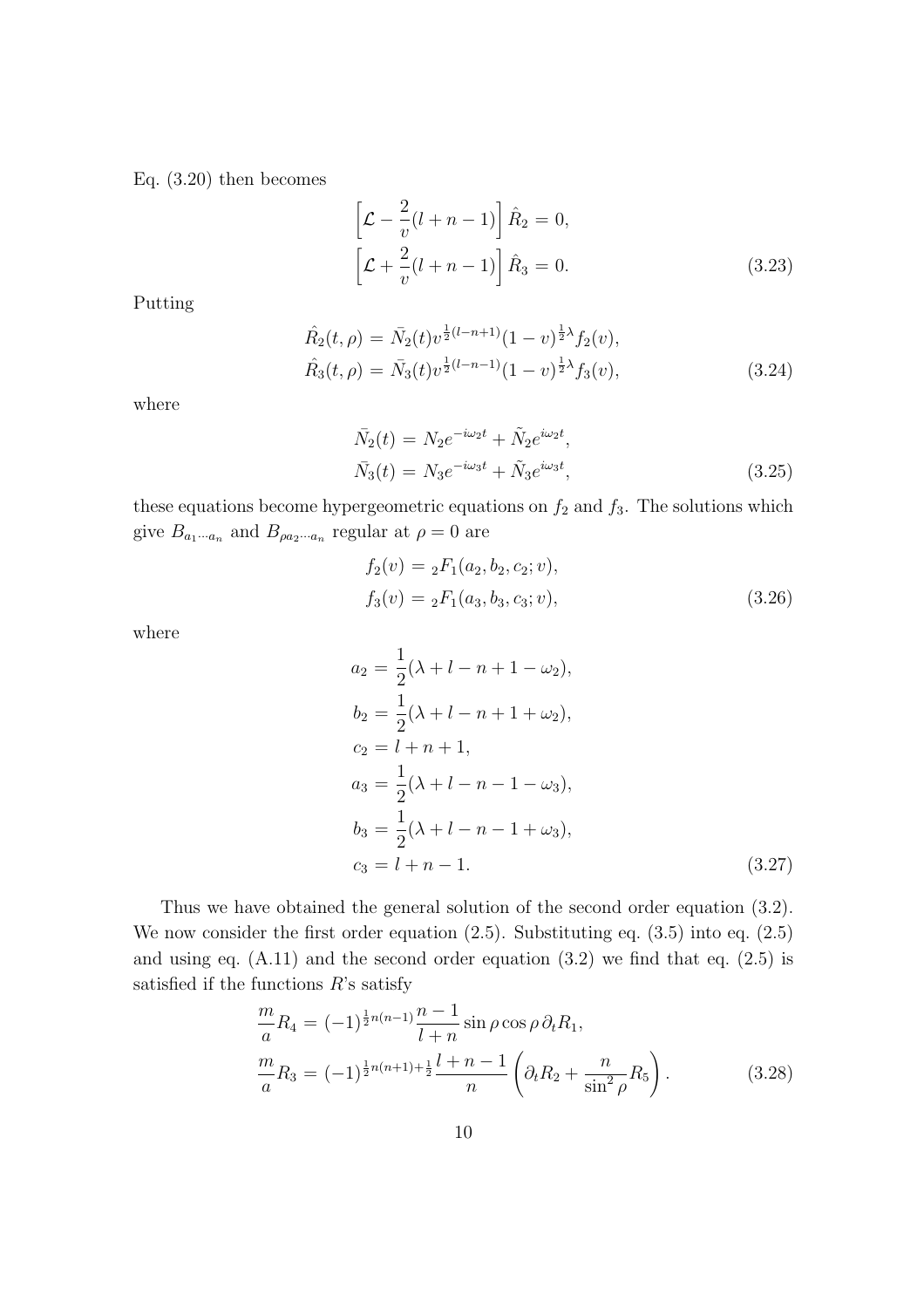Eq. (3.20) then becomes

$$
\begin{aligned}
\left[\mathcal{L} - \frac{2}{v}(l+n-1)\right] \hat{R}_2 &= 0, \\
\left[\mathcal{L} + \frac{2}{v}(l+n-1)\right] \hat{R}_3 &= 0.
\end{aligned}
\tag{3.23}
$$

Putting

$$
\begin{aligned}
\hat{R}_2(t,\rho) &= \bar{N}_2(t) v^{\frac{1}{2}(l-n+1)}(1-v)^{\frac{1}{2}\lambda} f_2(v), \\
\hat{R}_3(t,\rho) &= \bar{N}_3(t) v^{\frac{1}{2}(l-n-1)}(1-v)^{\frac{1}{2}\lambda} f_3(v),
\end{aligned}
\tag{3.24}
$$

where

$$
\begin{aligned}
\bar{N}_2(t) &= N_2 e^{-i\omega_2 t} + \tilde{N}_2 e^{i\omega_2 t}, \\
\bar{N}_3(t) &= N_3 e^{-i\omega_3 t} + \tilde{N}_3 e^{i\omega_3 t},
\end{aligned}
\tag{3.25}
$$

these equations become hypergeometric equations on $f_2$ and $f_3$. The solutions which give $B_{a_1\cdots a_n}$ and $B_{\rho a_2\cdots a_n}$ regular at $\rho = 0$ are

$$
\begin{aligned}
f_2(v) &= {}_2F_1(a_2, b_2, c_2; v), \\
f_3(v) &= {}_2F_1(a_3, b_3, c_3; v),
\end{aligned}
\tag{3.26}
$$

where

$$
\begin{aligned}
a_2 &= \frac{1}{2}(\lambda + l - n + 1 - \omega_2), \\
b_2 &= \frac{1}{2}(\lambda + l - n + 1 + \omega_2), \\
c_2 &= l + n + 1, \\
a_3 &= \frac{1}{2}(\lambda + l - n - 1 - \omega_3), \\
b_3 &= \frac{1}{2}(\lambda + l - n - 1 + \omega_3), \\
c_3 &= l + n - 1.
\end{aligned}
\tag{3.27}
$$

Thus we have obtained the general solution of the second order equation (3.2). We now consider the first order equation (2.5). Substituting eq. (3.5) into eq. (2.5) and using eq. (A.11) and the second order equation (3.2) we find that eq. (2.5) is satisfied if the functions $R$'s satisfy

$$
\begin{aligned}
\frac{m}{a} R_4 &= (-1)^{\frac{1}{2}n(n-1)} \frac{n-1}{l+n} \sin\rho \cos\rho \, \partial_t R_1, \\
\frac{m}{a} R_3 &= (-1)^{\frac{1}{2}n(n+1)+\frac{1}{2}} \frac{l+n-1}{n} \left( \partial_t R_2 + \frac{n}{\sin^2\rho} R_5 \right).
\end{aligned}
\tag{3.28}
$$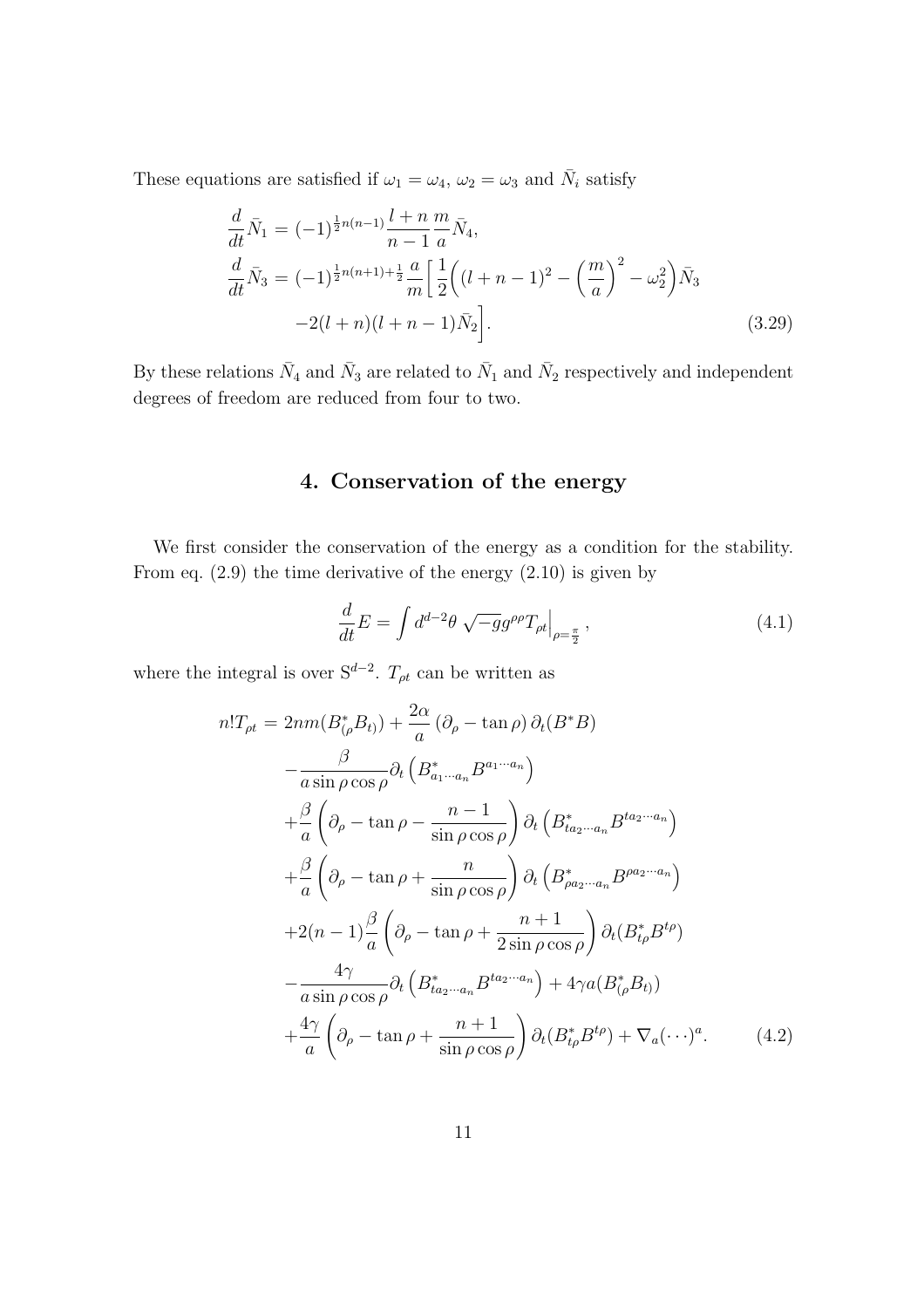These equations are satisfied if $\omega_1 = \omega_4$, $\omega_2 = \omega_3$ and $\bar{N}_i$ satisfy

$$
\begin{aligned}
\frac{d}{dt}\bar{N}_1 &= (-1)^{\frac{1}{2}n(n-1)}\frac{l+n}{n-1}\frac{m}{a}\bar{N}_4, \\
\frac{d}{dt}\bar{N}_3 &= (-1)^{\frac{1}{2}n(n+1)+\frac{1}{2}}\frac{a}{m}\Big[\frac{1}{2}\Big((l+n-1)^2 - \Big(\frac{m}{a}\Big)^2 - \omega_2^2\Big)\bar{N}_3 \\
&\quad -2(l+n)(l+n-1)\bar{N}_2\Big].
\end{aligned}
\tag{3.29}
$$

By these relations $\bar{N}_4$ and $\bar{N}_3$ are related to $\bar{N}_1$ and $\bar{N}_2$ respectively and independent degrees of freedom are reduced from four to two.

## 4. Conservation of the energy

We first consider the conservation of the energy as a condition for the stability. From eq. (2.9) the time derivative of the energy (2.10) is given by

$$
\frac{d}{dt}E = \int d^{d-2}\theta\ \sqrt{-g}g^{\rho\rho}T_{\rho t}\Big|_{\rho=\frac{\pi}{2}}, \tag{4.1}
$$

where the integral is over $\mathrm{S}^{d-2}$. $T_{\rho t}$ can be written as

$$
\begin{aligned}
n!T_{\rho t} &= 2nm(B^*_{(\rho}B_{t)}) + \frac{2\alpha}{a}\left(\partial_\rho - \tan\rho\right)\partial_t(B^*B) \\
&\quad -\frac{\beta}{a\sin\rho\cos\rho}\partial_t\left(B^*_{a_1\cdots a_n}B^{a_1\cdots a_n}\right) \\
&\quad +\frac{\beta}{a}\left(\partial_\rho - \tan\rho - \frac{n-1}{\sin\rho\cos\rho}\right)\partial_t\left(B^*_{ta_2\cdots a_n}B^{ta_2\cdots a_n}\right) \\
&\quad +\frac{\beta}{a}\left(\partial_\rho - \tan\rho + \frac{n}{\sin\rho\cos\rho}\right)\partial_t\left(B^*_{\rho a_2\cdots a_n}B^{\rho a_2\cdots a_n}\right) \\
&\quad +2(n-1)\frac{\beta}{a}\left(\partial_\rho - \tan\rho + \frac{n+1}{2\sin\rho\cos\rho}\right)\partial_t(B^*_{t\rho}B^{t\rho}) \\
&\quad -\frac{4\gamma}{a\sin\rho\cos\rho}\partial_t\left(B^*_{ta_2\cdots a_n}B^{ta_2\cdots a_n}\right) + 4\gamma a(B^*_{(\rho}B_{t)}) \\
&\quad +\frac{4\gamma}{a}\left(\partial_\rho - \tan\rho + \frac{n+1}{\sin\rho\cos\rho}\right)\partial_t(B^*_{t\rho}B^{t\rho}) + \nabla_a(\cdots)^a.
\end{aligned}
\tag{4.2}
$$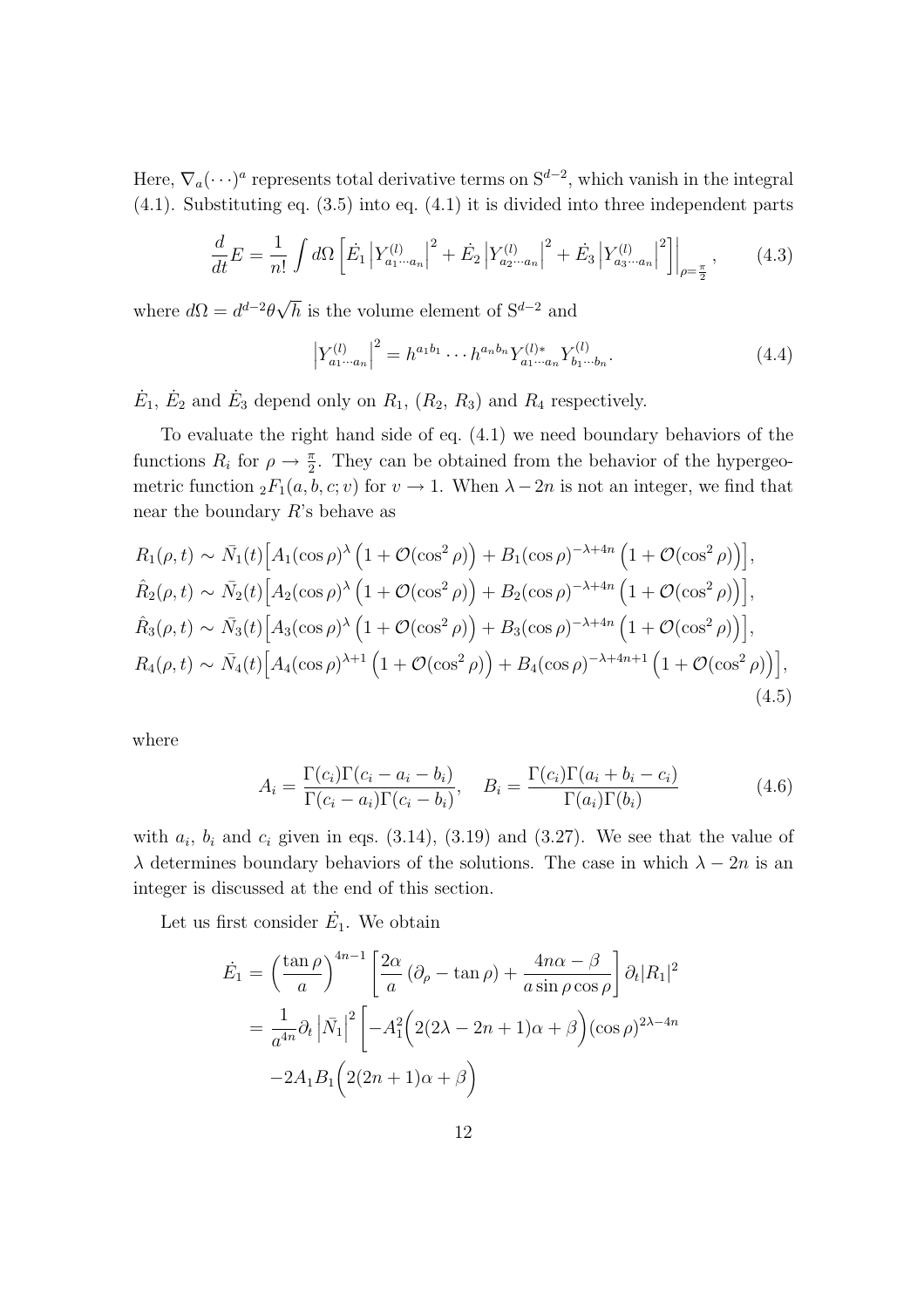Here, $\nabla_a(\cdots)^a$ represents total derivative terms on $\mathrm{S}^{d-2}$, which vanish in the integral (4.1). Substituting eq. (3.5) into eq. (4.1) it is divided into three independent parts

$$\frac{d}{dt}E = \frac{1}{n!}\int d\Omega\left[\dot{E}_1\left|Y^{(l)}_{a_1\cdots a_n}\right|^2 + \dot{E}_2\left|Y^{(l)}_{a_2\cdots a_n}\right|^2 + \dot{E}_3\left|Y^{(l)}_{a_3\cdots a_n}\right|^2\right]\Big|_{\rho=\frac{\pi}{2}}, \tag{4.3}$$

where $d\Omega = d^{d-2}\theta\sqrt{h}$ is the volume element of $\mathrm{S}^{d-2}$ and

$$\left|Y^{(l)}_{a_1\cdots a_n}\right|^2 = h^{a_1b_1}\cdots h^{a_nb_n}Y^{(l)*}_{a_1\cdots a_n}Y^{(l)}_{b_1\cdots b_n}. \tag{4.4}$$

$\dot{E}_1$, $\dot{E}_2$ and $\dot{E}_3$ depend only on $R_1$, $(R_2,\, R_3)$ and $R_4$ respectively.

To evaluate the right hand side of eq. (4.1) we need boundary behaviors of the functions $R_i$ for $\rho \to \frac{\pi}{2}$. They can be obtained from the behavior of the hypergeometric function ${}_2F_1(a,b,c;v)$ for $v \to 1$. When $\lambda - 2n$ is not an integer, we find that near the boundary $R$'s behave as

$$\begin{aligned}
R_1(\rho,t) &\sim \bar{N}_1(t)\Big[A_1(\cos\rho)^{\lambda}\left(1+\mathcal{O}(\cos^2\rho)\right) + B_1(\cos\rho)^{-\lambda+4n}\left(1+\mathcal{O}(\cos^2\rho)\right)\Big],\\
\hat{R}_2(\rho,t) &\sim \bar{N}_2(t)\Big[A_2(\cos\rho)^{\lambda}\left(1+\mathcal{O}(\cos^2\rho)\right) + B_2(\cos\rho)^{-\lambda+4n}\left(1+\mathcal{O}(\cos^2\rho)\right)\Big],\\
\hat{R}_3(\rho,t) &\sim \bar{N}_3(t)\Big[A_3(\cos\rho)^{\lambda}\left(1+\mathcal{O}(\cos^2\rho)\right) + B_3(\cos\rho)^{-\lambda+4n}\left(1+\mathcal{O}(\cos^2\rho)\right)\Big],\\
R_4(\rho,t) &\sim \bar{N}_4(t)\Big[A_4(\cos\rho)^{\lambda+1}\left(1+\mathcal{O}(\cos^2\rho)\right) + B_4(\cos\rho)^{-\lambda+4n+1}\left(1+\mathcal{O}(\cos^2\rho)\right)\Big],
\end{aligned} \tag{4.5}$$

where

$$A_i = \frac{\Gamma(c_i)\Gamma(c_i-a_i-b_i)}{\Gamma(c_i-a_i)\Gamma(c_i-b_i)}, \quad B_i = \frac{\Gamma(c_i)\Gamma(a_i+b_i-c_i)}{\Gamma(a_i)\Gamma(b_i)} \tag{4.6}$$

with $a_i$, $b_i$ and $c_i$ given in eqs. (3.14), (3.19) and (3.27). We see that the value of $\lambda$ determines boundary behaviors of the solutions. The case in which $\lambda - 2n$ is an integer is discussed at the end of this section.

Let us first consider $\dot{E}_1$. We obtain

$$\begin{aligned}
\dot{E}_1 &= \left(\frac{\tan\rho}{a}\right)^{4n-1}\left[\frac{2\alpha}{a}\left(\partial_\rho - \tan\rho\right) + \frac{4n\alpha-\beta}{a\sin\rho\cos\rho}\right]\partial_t|R_1|^2\\
&= \frac{1}{a^{4n}}\partial_t\left|\bar{N}_1\right|^2\bigg[-A_1^2\Big(2(2\lambda-2n+1)\alpha+\beta\Big)(\cos\rho)^{2\lambda-4n}\\
&\quad -2A_1B_1\Big(2(2n+1)\alpha+\beta\Big)
\end{aligned}$$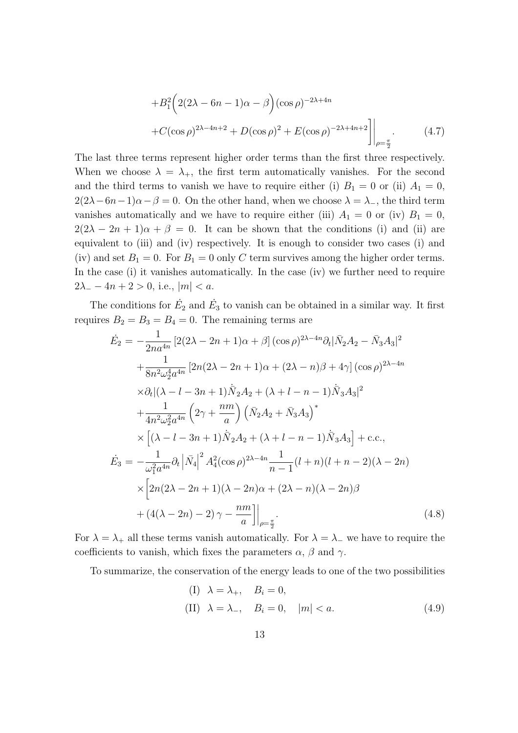$$
+B_1^2\Big(2(2\lambda-6n-1)\alpha-\beta\Big)(\cos\rho)^{-2\lambda+4n}
$$
$$
+C(\cos\rho)^{2\lambda-4n+2}+D(\cos\rho)^2+E(\cos\rho)^{-2\lambda+4n+2}\Bigg]\Bigg|_{\rho=\frac{\pi}{2}}. \tag{4.7}
$$

The last three terms represent higher order terms than the first three respectively. When we choose $\lambda=\lambda_+$, the first term automatically vanishes. For the second and the third terms to vanish we have to require either (i) $B_1=0$ or (ii) $A_1=0$, $2(2\lambda-6n-1)\alpha-\beta=0$. On the other hand, when we choose $\lambda=\lambda_-$, the third term vanishes automatically and we have to require either (iii) $A_1=0$ or (iv) $B_1=0$, $2(2\lambda-2n+1)\alpha+\beta=0$. It can be shown that the conditions (i) and (ii) are equivalent to (iii) and (iv) respectively. It is enough to consider two cases (i) and (iv) and set $B_1=0$. For $B_1=0$ only $C$ term survives among the higher order terms. In the case (i) it vanishes automatically. In the case (iv) we further need to require $2\lambda_- - 4n+2>0$, i.e., $|m|<a$.

The conditions for $\dot{E}_2$ and $\dot{E}_3$ to vanish can be obtained in a similar way. It first requires $B_2=B_3=B_4=0$. The remaining terms are

$$
\begin{aligned}
\dot{E}_2 &= -\frac{1}{2na^{4n}}\left[2(2\lambda-2n+1)\alpha+\beta\right](\cos\rho)^{2\lambda-4n}\partial_t|\bar{N}_2A_2-\bar{N}_3A_3|^2 \\
&\quad+\frac{1}{8n^2\omega_2^4a^{4n}}\left[2n(2\lambda-2n+1)\alpha+(2\lambda-n)\beta+4\gamma\right](\cos\rho)^{2\lambda-4n} \\
&\quad\times\partial_t|(\lambda-l-3n+1)\dot{\bar{N}}_2A_2+(\lambda+l-n-1)\dot{\bar{N}}_3A_3|^2 \\
&\quad+\frac{1}{4n^2\omega_2^2a^{4n}}\left(2\gamma+\frac{nm}{a}\right)\left(\bar{N}_2A_2+\bar{N}_3A_3\right)^* \\
&\quad\times\left[(\lambda-l-3n+1)\dot{\bar{N}}_2A_2+(\lambda+l-n-1)\dot{\bar{N}}_3A_3\right]+\text{c.c.}, \\
\dot{E}_3 &= -\frac{1}{\omega_1^2a^{4n}}\partial_t\left|\bar{N}_4\right|^2A_4^2(\cos\rho)^{2\lambda-4n}\frac{1}{n-1}(l+n)(l+n-2)(\lambda-2n) \\
&\quad\times\Big[2n(2\lambda-2n+1)(\lambda-2n)\alpha+(2\lambda-n)(\lambda-2n)\beta \\
&\quad+\left(4(\lambda-2n)-2\right)\gamma-\frac{nm}{a}\Big]\Big|_{\rho=\frac{\pi}{2}}.
\end{aligned} \tag{4.8}
$$

For $\lambda=\lambda_+$ all these terms vanish automatically. For $\lambda=\lambda_-$ we have to require the coefficients to vanish, which fixes the parameters $\alpha$, $\beta$ and $\gamma$.

To summarize, the conservation of the energy leads to one of the two possibilities

$$
\begin{aligned}
&\text{(I)}\ \ \lambda=\lambda_+,\quad B_i=0, \\
&\text{(II)}\ \ \lambda=\lambda_-,\quad B_i=0,\quad |m|<a.
\end{aligned} \tag{4.9}
$$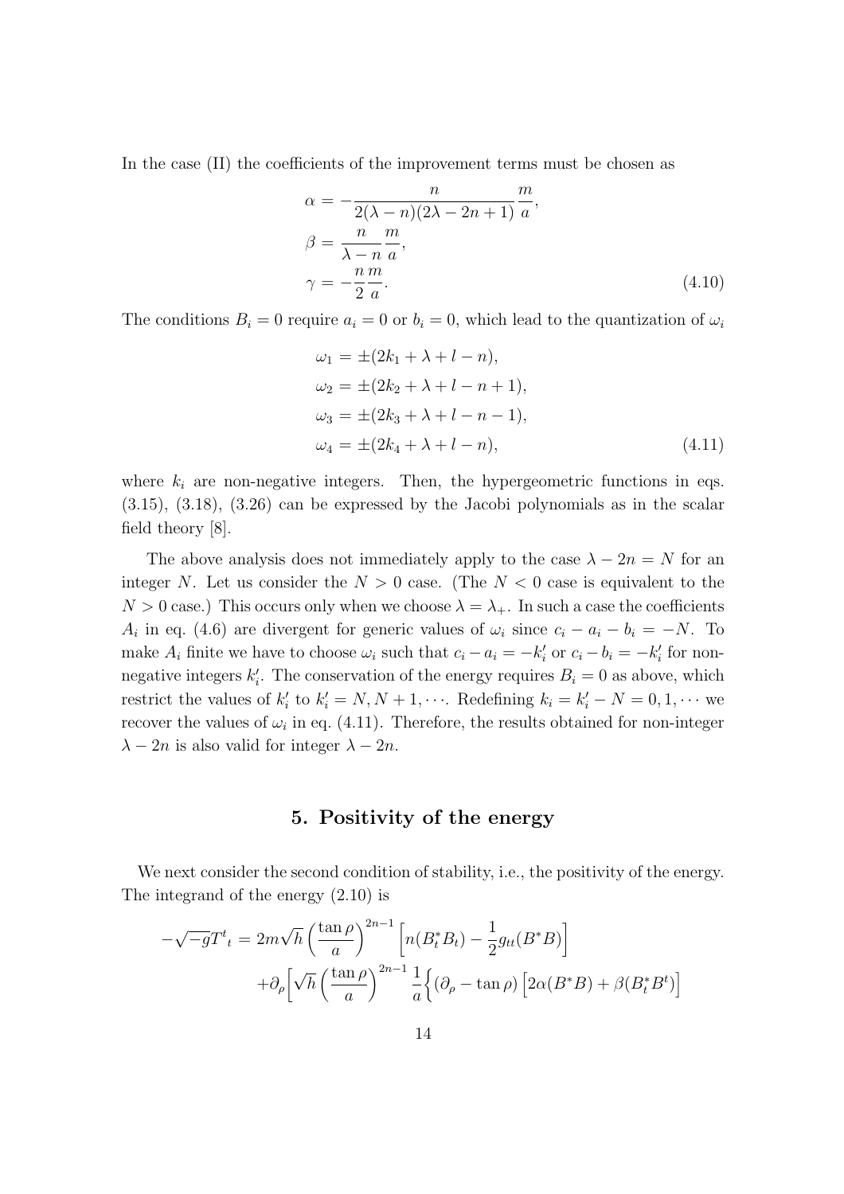In the case (II) the coefficients of the improvement terms must be chosen as

$$
\begin{aligned}
\alpha &= -\frac{n}{2(\lambda-n)(2\lambda-2n+1)}\frac{m}{a}, \\
\beta &= \frac{n}{\lambda-n}\frac{m}{a}, \\
\gamma &= -\frac{n}{2}\frac{m}{a}.
\end{aligned}
\tag{4.10}
$$

The conditions $B_i = 0$ require $a_i = 0$ or $b_i = 0$, which lead to the quantization of $\omega_i$

$$
\begin{aligned}
\omega_1 &= \pm(2k_1 + \lambda + l - n), \\
\omega_2 &= \pm(2k_2 + \lambda + l - n + 1), \\
\omega_3 &= \pm(2k_3 + \lambda + l - n - 1), \\
\omega_4 &= \pm(2k_4 + \lambda + l - n),
\end{aligned}
\tag{4.11}
$$

where $k_i$ are non-negative integers. Then, the hypergeometric functions in eqs. (3.15), (3.18), (3.26) can be expressed by the Jacobi polynomials as in the scalar field theory [8].

The above analysis does not immediately apply to the case $\lambda - 2n = N$ for an integer $N$. Let us consider the $N > 0$ case. (The $N < 0$ case is equivalent to the $N > 0$ case.) This occurs only when we choose $\lambda = \lambda_+$. In such a case the coefficients $A_i$ in eq. (4.6) are divergent for generic values of $\omega_i$ since $c_i - a_i - b_i = -N$. To make $A_i$ finite we have to choose $\omega_i$ such that $c_i - a_i = -k'_i$ or $c_i - b_i = -k'_i$ for non-negative integers $k'_i$. The conservation of the energy requires $B_i = 0$ as above, which restrict the values of $k'_i$ to $k'_i = N, N+1, \cdots$. Redefining $k_i = k'_i - N = 0, 1, \cdots$ we recover the values of $\omega_i$ in eq. (4.11). Therefore, the results obtained for non-integer $\lambda - 2n$ is also valid for integer $\lambda - 2n$.

## 5. Positivity of the energy

We next consider the second condition of stability, i.e., the positivity of the energy. The integrand of the energy (2.10) is

$$
\begin{aligned}
-\sqrt{-g}T^t{}_t &= 2m\sqrt{h}\left(\frac{\tan\rho}{a}\right)^{2n-1}\left[n(B_t^* B_t) - \frac{1}{2}g_{tt}(B^* B)\right] \\
&\quad + \partial_\rho\Big[\sqrt{h}\left(\frac{\tan\rho}{a}\right)^{2n-1}\frac{1}{a}\Big\{(\partial_\rho - \tan\rho)\left[2\alpha(B^* B) + \beta(B_t^* B^t)\right]
\end{aligned}
$$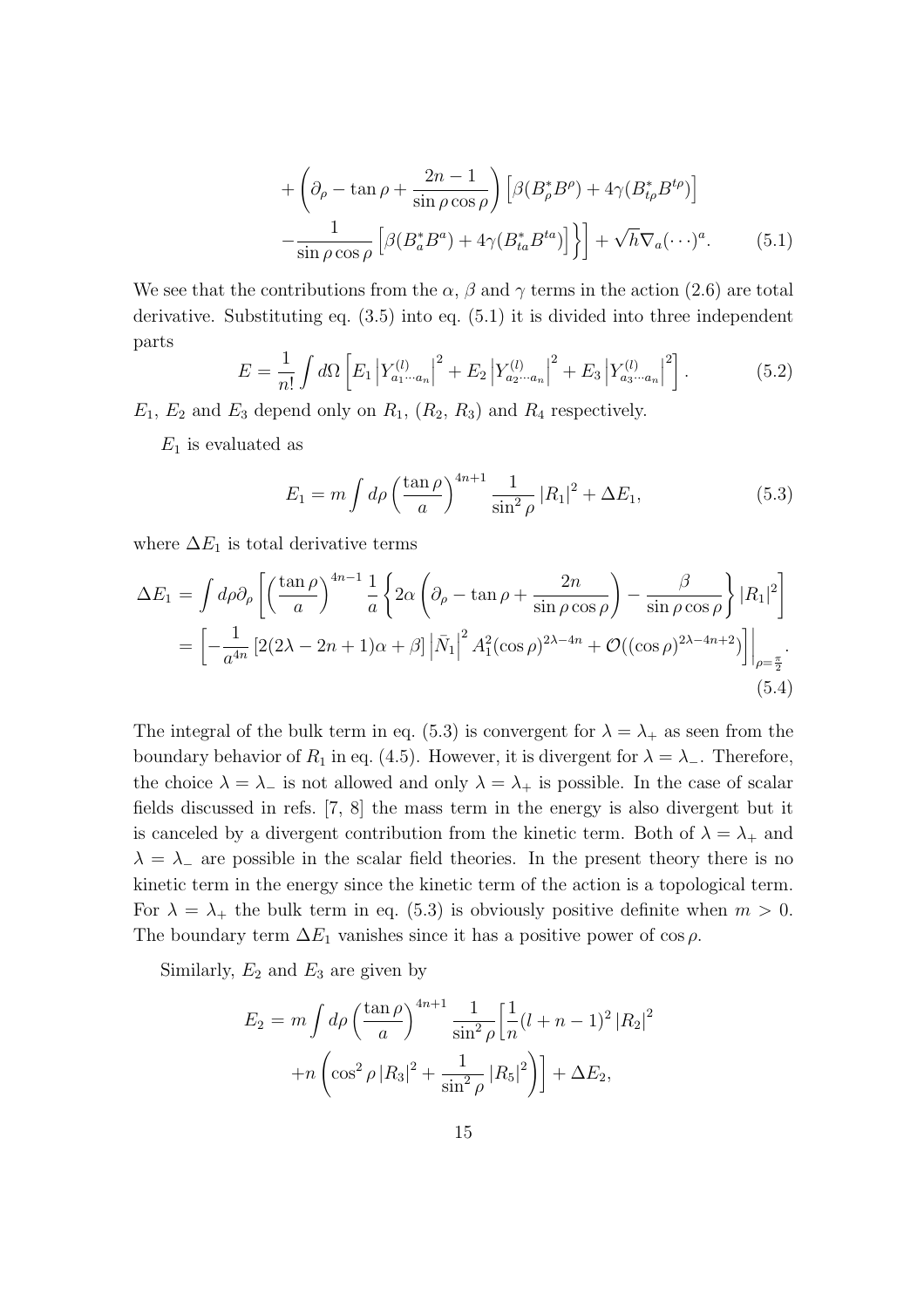$$
\begin{aligned}
&+\left(\partial_\rho - \tan\rho + \frac{2n-1}{\sin\rho\cos\rho}\right)\left[\beta(B^*_\rho B^\rho) + 4\gamma(B^*_{t\rho}B^{t\rho})\right] \\
&-\frac{1}{\sin\rho\cos\rho}\left[\beta(B^*_a B^a) + 4\gamma(B^*_{ta}B^{ta})\right]\Bigg\}\Bigg] + \sqrt{h}\nabla_a(\cdots)^a. \qquad (5.1)
\end{aligned}
$$

We see that the contributions from the $\alpha$, $\beta$ and $\gamma$ terms in the action (2.6) are total derivative. Substituting eq. (3.5) into eq. (5.1) it is divided into three independent parts

$$
E = \frac{1}{n!}\int d\Omega\left[E_1\left|Y^{(l)}_{a_1\cdots a_n}\right|^2 + E_2\left|Y^{(l)}_{a_2\cdots a_n}\right|^2 + E_3\left|Y^{(l)}_{a_3\cdots a_n}\right|^2\right]. \qquad (5.2)
$$

$E_1$, $E_2$ and $E_3$ depend only on $R_1$, ($R_2$, $R_3$) and $R_4$ respectively.

$E_1$ is evaluated as

$$
E_1 = m\int d\rho\left(\frac{\tan\rho}{a}\right)^{4n+1}\frac{1}{\sin^2\rho}\left|R_1\right|^2 + \Delta E_1, \qquad (5.3)
$$

where $\Delta E_1$ is total derivative terms

$$
\begin{aligned}
\Delta E_1 &= \int d\rho\,\partial_\rho\left[\left(\frac{\tan\rho}{a}\right)^{4n-1}\frac{1}{a}\left\{2\alpha\left(\partial_\rho - \tan\rho + \frac{2n}{\sin\rho\cos\rho}\right) - \frac{\beta}{\sin\rho\cos\rho}\right\}\left|R_1\right|^2\right] \\
&= \left[-\frac{1}{a^{4n}}\left[2(2\lambda - 2n + 1)\alpha + \beta\right]\left|\bar{N}_1\right|^2 A_1^2(\cos\rho)^{2\lambda-4n} + \mathcal{O}((\cos\rho)^{2\lambda-4n+2})\right]\Bigg|_{\rho=\frac{\pi}{2}}. \qquad (5.4)
\end{aligned}
$$

The integral of the bulk term in eq. (5.3) is convergent for $\lambda = \lambda_+$ as seen from the boundary behavior of $R_1$ in eq. (4.5). However, it is divergent for $\lambda = \lambda_-$. Therefore, the choice $\lambda = \lambda_-$ is not allowed and only $\lambda = \lambda_+$ is possible. In the case of scalar fields discussed in refs. [7, 8] the mass term in the energy is also divergent but it is canceled by a divergent contribution from the kinetic term. Both of $\lambda = \lambda_+$ and $\lambda = \lambda_-$ are possible in the scalar field theories. In the present theory there is no kinetic term in the energy since the kinetic term of the action is a topological term. For $\lambda = \lambda_+$ the bulk term in eq. (5.3) is obviously positive definite when $m > 0$. The boundary term $\Delta E_1$ vanishes since it has a positive power of $\cos\rho$.

Similarly, $E_2$ and $E_3$ are given by

$$
\begin{aligned}
E_2 = m\int d\rho\left(\frac{\tan\rho}{a}\right)^{4n+1}\frac{1}{\sin^2\rho}&\left[\frac{1}{n}(l+n-1)^2\left|R_2\right|^2\right. \\
&\left.+n\left(\cos^2\rho\left|R_3\right|^2 + \frac{1}{\sin^2\rho}\left|R_5\right|^2\right)\right] + \Delta E_2,
\end{aligned}
$$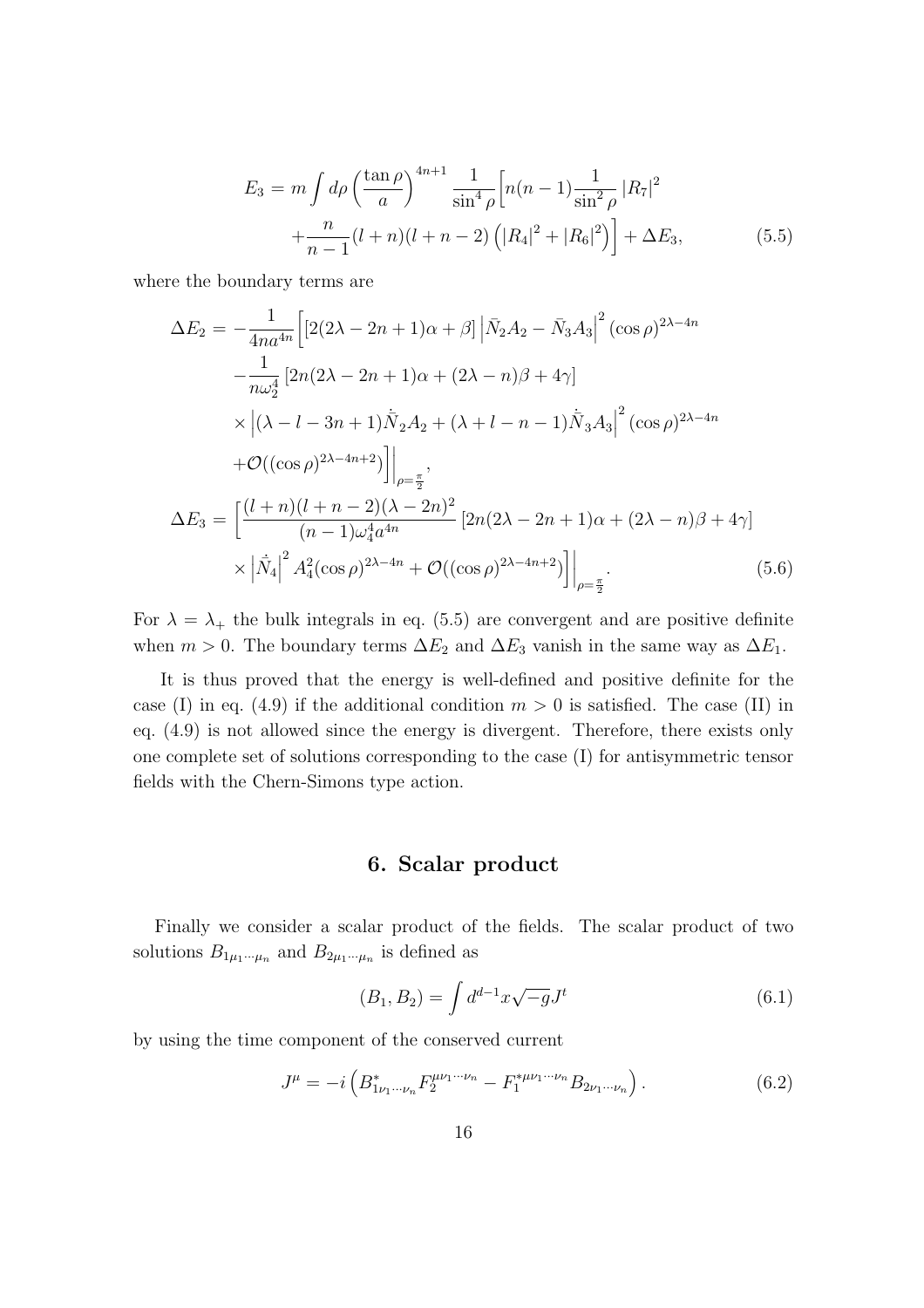$$
\begin{aligned}
E_3 = m \int d\rho \left(\frac{\tan\rho}{a}\right)^{4n+1} \frac{1}{\sin^4\rho} \Big[ & n(n-1)\frac{1}{\sin^2\rho} \left|R_7\right|^2 \\
& + \frac{n}{n-1}(l+n)(l+n-2)\left(\left|R_4\right|^2 + \left|R_6\right|^2\right)\Big] + \Delta E_3,
\end{aligned} \tag{5.5}
$$

where the boundary terms are

$$
\begin{aligned}
\Delta E_2 = & -\frac{1}{4na^{4n}}\Big[[2(2\lambda-2n+1)\alpha+\beta]\left|\bar{N}_2 A_2 - \bar{N}_3 A_3\right|^2 (\cos\rho)^{2\lambda-4n} \\
& -\frac{1}{n\omega_2^4}\left[2n(2\lambda-2n+1)\alpha+(2\lambda-n)\beta+4\gamma\right] \\
& \times \left|(\lambda-l-3n+1)\dot{\bar{N}}_2 A_2 + (\lambda+l-n-1)\dot{\bar{N}}_3 A_3\right|^2 (\cos\rho)^{2\lambda-4n} \\
& + \mathcal{O}((\cos\rho)^{2\lambda-4n+2})\Big]\Big|_{\rho=\frac{\pi}{2}}, \\
\Delta E_3 = & \Big[\frac{(l+n)(l+n-2)(\lambda-2n)^2}{(n-1)\omega_4^4 a^{4n}}\left[2n(2\lambda-2n+1)\alpha+(2\lambda-n)\beta+4\gamma\right] \\
& \times \left|\dot{\bar{N}}_4\right|^2 A_4^2 (\cos\rho)^{2\lambda-4n} + \mathcal{O}((\cos\rho)^{2\lambda-4n+2})\Big]\Big|_{\rho=\frac{\pi}{2}}.
\end{aligned} \tag{5.6}
$$

For $\lambda = \lambda_+$ the bulk integrals in eq. (5.5) are convergent and are positive definite when $m > 0$. The boundary terms $\Delta E_2$ and $\Delta E_3$ vanish in the same way as $\Delta E_1$.

It is thus proved that the energy is well-defined and positive definite for the case (I) in eq. (4.9) if the additional condition $m > 0$ is satisfied. The case (II) in eq. (4.9) is not allowed since the energy is divergent. Therefore, there exists only one complete set of solutions corresponding to the case (I) for antisymmetric tensor fields with the Chern-Simons type action.

## 6. Scalar product

Finally we consider a scalar product of the fields. The scalar product of two solutions $B_{1\mu_1\cdots\mu_n}$ and $B_{2\mu_1\cdots\mu_n}$ is defined as

$$
(B_1, B_2) = \int d^{d-1}x\sqrt{-g}J^t \tag{6.1}
$$

by using the time component of the conserved current

$$
J^\mu = -i\left(B^*_{1\nu_1\cdots\nu_n}F_2^{\mu\nu_1\cdots\nu_n} - F_1^{*\mu\nu_1\cdots\nu_n}B_{2\nu_1\cdots\nu_n}\right). \tag{6.2}
$$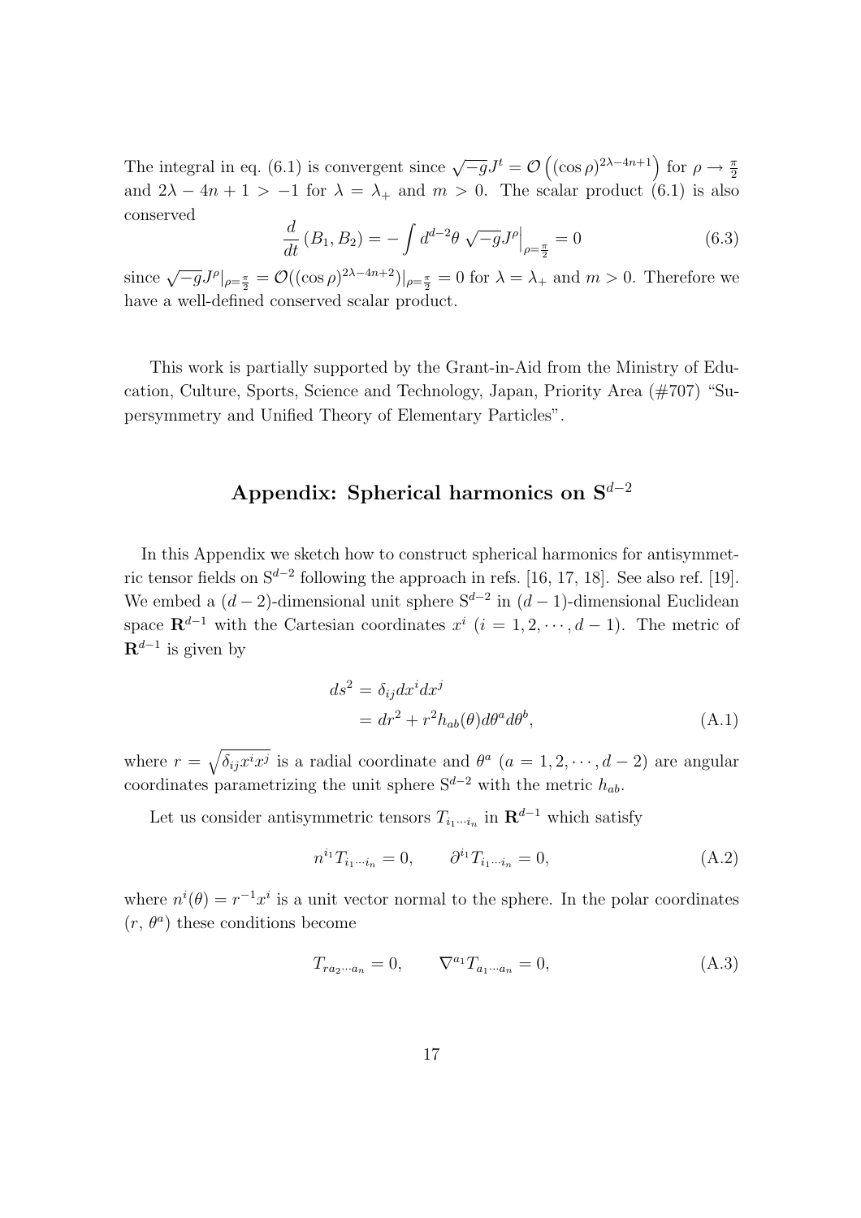The integral in eq. (6.1) is convergent since $\sqrt{-g}J^t = \mathcal{O}\left((\cos\rho)^{2\lambda-4n+1}\right)$ for $\rho \to \frac{\pi}{2}$ and $2\lambda - 4n + 1 > -1$ for $\lambda = \lambda_+$ and $m > 0$. The scalar product (6.1) is also conserved

$$\frac{d}{dt}(B_1, B_2) = -\int d^{d-2}\theta \left.\sqrt{-g}J^\rho\right|_{\rho=\frac{\pi}{2}} = 0 \tag{6.3}$$

since $\sqrt{-g}J^\rho|_{\rho=\frac{\pi}{2}} = \mathcal{O}((\cos\rho)^{2\lambda-4n+2})|_{\rho=\frac{\pi}{2}} = 0$ for $\lambda = \lambda_+$ and $m > 0$. Therefore we have a well-defined conserved scalar product.

This work is partially supported by the Grant-in-Aid from the Ministry of Education, Culture, Sports, Science and Technology, Japan, Priority Area (#707) "Supersymmetry and Unified Theory of Elementary Particles".

## Appendix: Spherical harmonics on $\mathrm{S}^{d-2}$

In this Appendix we sketch how to construct spherical harmonics for antisymmetric tensor fields on $\mathrm{S}^{d-2}$ following the approach in refs. [16, 17, 18]. See also ref. [19]. We embed a $(d-2)$-dimensional unit sphere $\mathrm{S}^{d-2}$ in $(d-1)$-dimensional Euclidean space $\mathbf{R}^{d-1}$ with the Cartesian coordinates $x^i$ $(i = 1, 2, \cdots, d-1)$. The metric of $\mathbf{R}^{d-1}$ is given by

$$\begin{aligned} ds^2 &= \delta_{ij}dx^i dx^j \\ &= dr^2 + r^2 h_{ab}(\theta)d\theta^a d\theta^b, \end{aligned} \tag{A.1}$$

where $r = \sqrt{\delta_{ij}x^i x^j}$ is a radial coordinate and $\theta^a$ $(a = 1, 2, \cdots, d-2)$ are angular coordinates parametrizing the unit sphere $\mathrm{S}^{d-2}$ with the metric $h_{ab}$.

Let us consider antisymmetric tensors $T_{i_1\cdots i_n}$ in $\mathbf{R}^{d-1}$ which satisfy

$$n^{i_1}T_{i_1\cdots i_n} = 0, \qquad \partial^{i_1}T_{i_1\cdots i_n} = 0, \tag{A.2}$$

where $n^i(\theta) = r^{-1}x^i$ is a unit vector normal to the sphere. In the polar coordinates $(r,\, \theta^a)$ these conditions become

$$T_{ra_2\cdots a_n} = 0, \qquad \nabla^{a_1}T_{a_1\cdots a_n} = 0, \tag{A.3}$$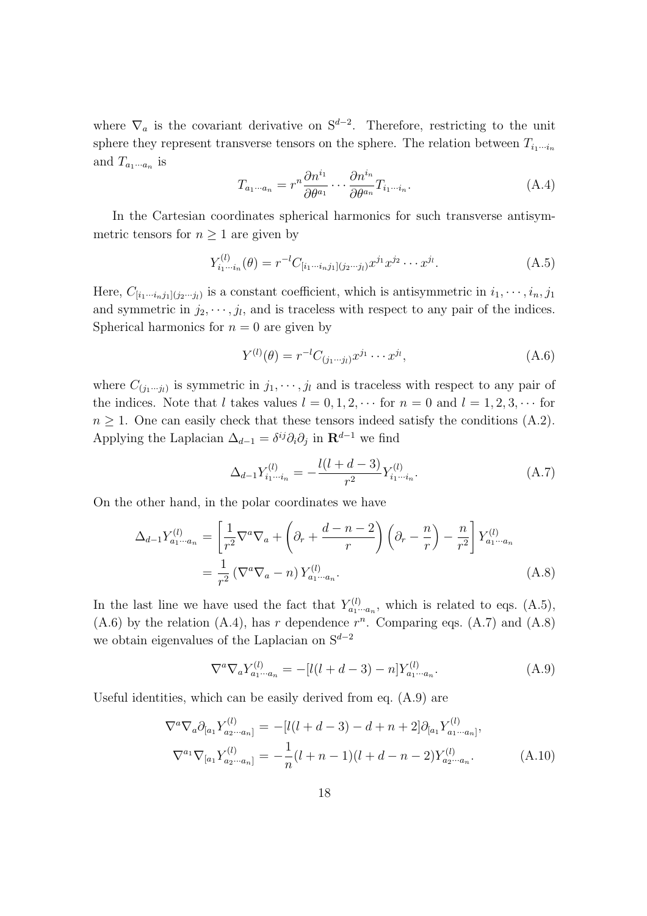where $\nabla_a$ is the covariant derivative on $\mathrm{S}^{d-2}$. Therefore, restricting to the unit sphere they represent transverse tensors on the sphere. The relation between $T_{i_1\cdots i_n}$ and $T_{a_1\cdots a_n}$ is

$$T_{a_1\cdots a_n} = r^n \frac{\partial n^{i_1}}{\partial \theta^{a_1}} \cdots \frac{\partial n^{i_n}}{\partial \theta^{a_n}} T_{i_1\cdots i_n}. \tag{A.4}$$

In the Cartesian coordinates spherical harmonics for such transverse antisymmetric tensors for $n \geq 1$ are given by

$$Y^{(l)}_{i_1\cdots i_n}(\theta) = r^{-l} C_{[i_1\cdots i_n j_1](j_2\cdots j_l)} x^{j_1} x^{j_2} \cdots x^{j_l}. \tag{A.5}$$

Here, $C_{[i_1\cdots i_n j_1](j_2\cdots j_l)}$ is a constant coefficient, which is antisymmetric in $i_1, \cdots, i_n, j_1$ and symmetric in $j_2, \cdots, j_l$, and is traceless with respect to any pair of the indices. Spherical harmonics for $n = 0$ are given by

$$Y^{(l)}(\theta) = r^{-l} C_{(j_1\cdots j_l)} x^{j_1} \cdots x^{j_l}, \tag{A.6}$$

where $C_{(j_1\cdots j_l)}$ is symmetric in $j_1, \cdots, j_l$ and is traceless with respect to any pair of the indices. Note that $l$ takes values $l = 0, 1, 2, \cdots$ for $n = 0$ and $l = 1, 2, 3, \cdots$ for $n \geq 1$. One can easily check that these tensors indeed satisfy the conditions (A.2). Applying the Laplacian $\Delta_{d-1} = \delta^{ij}\partial_i\partial_j$ in $\mathbf{R}^{d-1}$ we find

$$\Delta_{d-1} Y^{(l)}_{i_1\cdots i_n} = -\frac{l(l+d-3)}{r^2} Y^{(l)}_{i_1\cdots i_n}. \tag{A.7}$$

On the other hand, in the polar coordinates we have

$$\begin{aligned}
\Delta_{d-1} Y^{(l)}_{a_1\cdots a_n} &= \left[\frac{1}{r^2}\nabla^a\nabla_a + \left(\partial_r + \frac{d-n-2}{r}\right)\left(\partial_r - \frac{n}{r}\right) - \frac{n}{r^2}\right] Y^{(l)}_{a_1\cdots a_n} \\
&= \frac{1}{r^2}\left(\nabla^a\nabla_a - n\right) Y^{(l)}_{a_1\cdots a_n}.
\end{aligned} \tag{A.8}$$

In the last line we have used the fact that $Y^{(l)}_{a_1\cdots a_n}$, which is related to eqs. (A.5), (A.6) by the relation (A.4), has $r$ dependence $r^n$. Comparing eqs. (A.7) and (A.8) we obtain eigenvalues of the Laplacian on $\mathrm{S}^{d-2}$

$$\nabla^a\nabla_a Y^{(l)}_{a_1\cdots a_n} = -[l(l+d-3) - n] Y^{(l)}_{a_1\cdots a_n}. \tag{A.9}$$

Useful identities, which can be easily derived from eq. (A.9) are

$$\begin{aligned}
\nabla^a\nabla_a \partial_{[a_1} Y^{(l)}_{a_2\cdots a_n]} &= -[l(l+d-3) - d + n + 2]\partial_{[a_1} Y^{(l)}_{a_1\cdots a_n]}, \\
\nabla^{a_1}\nabla_{[a_1} Y^{(l)}_{a_2\cdots a_n]} &= -\frac{1}{n}(l+n-1)(l+d-n-2) Y^{(l)}_{a_2\cdots a_n}.
\end{aligned} \tag{A.10}$$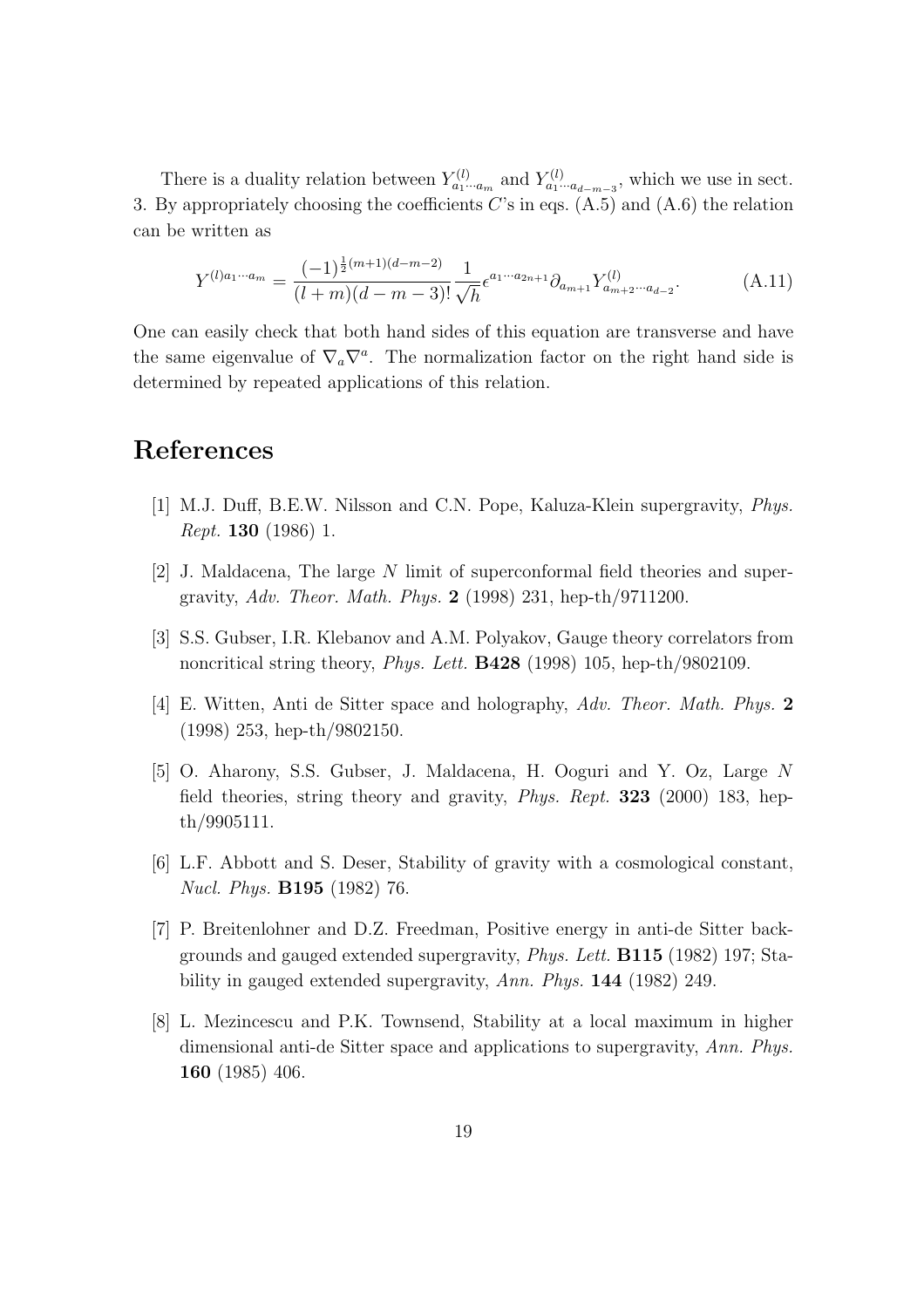There is a duality relation between $Y^{(l)}_{a_1\cdots a_m}$ and $Y^{(l)}_{a_1\cdots a_{d-m-3}}$, which we use in sect. 3. By appropriately choosing the coefficients $C$'s in eqs. (A.5) and (A.6) the relation can be written as

$$Y^{(l)a_1\cdots a_m} = \frac{(-1)^{\frac{1}{2}(m+1)(d-m-2)}}{(l+m)(d-m-3)!}\frac{1}{\sqrt{h}}\epsilon^{a_1\cdots a_{2n+1}}\partial_{a_{m+1}}Y^{(l)}_{a_{m+2}\cdots a_{d-2}}. \tag{A.11}$$

One can easily check that both hand sides of this equation are transverse and have the same eigenvalue of $\nabla_a\nabla^a$. The normalization factor on the right hand side is determined by repeated applications of this relation.

# References

[1] M.J. Duff, B.E.W. Nilsson and C.N. Pope, Kaluza-Klein supergravity, *Phys. Rept.* **130** (1986) 1.

[2] J. Maldacena, The large $N$ limit of superconformal field theories and supergravity, *Adv. Theor. Math. Phys.* **2** (1998) 231, hep-th/9711200.

[3] S.S. Gubser, I.R. Klebanov and A.M. Polyakov, Gauge theory correlators from noncritical string theory, *Phys. Lett.* **B428** (1998) 105, hep-th/9802109.

[4] E. Witten, Anti de Sitter space and holography, *Adv. Theor. Math. Phys.* **2** (1998) 253, hep-th/9802150.

[5] O. Aharony, S.S. Gubser, J. Maldacena, H. Ooguri and Y. Oz, Large $N$ field theories, string theory and gravity, *Phys. Rept.* **323** (2000) 183, hep-th/9905111.

[6] L.F. Abbott and S. Deser, Stability of gravity with a cosmological constant, *Nucl. Phys.* **B195** (1982) 76.

[7] P. Breitenlohner and D.Z. Freedman, Positive energy in anti-de Sitter backgrounds and gauged extended supergravity, *Phys. Lett.* **B115** (1982) 197; Stability in gauged extended supergravity, *Ann. Phys.* **144** (1982) 249.

[8] L. Mezincescu and P.K. Townsend, Stability at a local maximum in higher dimensional anti-de Sitter space and applications to supergravity, *Ann. Phys.* **160** (1985) 406.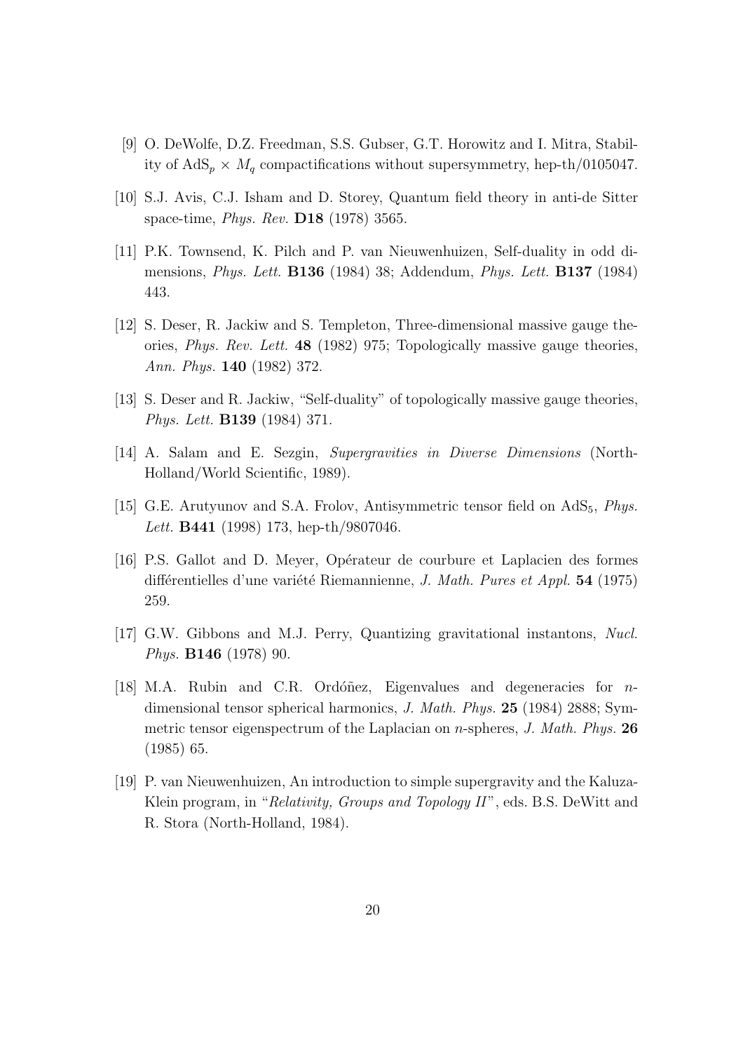[9] O. DeWolfe, D.Z. Freedman, S.S. Gubser, G.T. Horowitz and I. Mitra, Stability of $\mathrm{AdS}_p \times M_q$ compactifications without supersymmetry, hep-th/0105047.

[10] S.J. Avis, C.J. Isham and D. Storey, Quantum field theory in anti-de Sitter space-time, *Phys. Rev.* **D18** (1978) 3565.

[11] P.K. Townsend, K. Pilch and P. van Nieuwenhuizen, Self-duality in odd dimensions, *Phys. Lett.* **B136** (1984) 38; Addendum, *Phys. Lett.* **B137** (1984) 443.

[12] S. Deser, R. Jackiw and S. Templeton, Three-dimensional massive gauge theories, *Phys. Rev. Lett.* **48** (1982) 975; Topologically massive gauge theories, *Ann. Phys.* **140** (1982) 372.

[13] S. Deser and R. Jackiw, "Self-duality" of topologically massive gauge theories, *Phys. Lett.* **B139** (1984) 371.

[14] A. Salam and E. Sezgin, *Supergravities in Diverse Dimensions* (North-Holland/World Scientific, 1989).

[15] G.E. Arutyunov and S.A. Frolov, Antisymmetric tensor field on $\mathrm{AdS}_5$, *Phys. Lett.* **B441** (1998) 173, hep-th/9807046.

[16] P.S. Gallot and D. Meyer, Opérateur de courbure et Laplacien des formes différentielles d'une variété Riemannienne, *J. Math. Pures et Appl.* **54** (1975) 259.

[17] G.W. Gibbons and M.J. Perry, Quantizing gravitational instantons, *Nucl. Phys.* **B146** (1978) 90.

[18] M.A. Rubin and C.R. Ordóñez, Eigenvalues and degeneracies for $n$-dimensional tensor spherical harmonics, *J. Math. Phys.* **25** (1984) 2888; Symmetric tensor eigenspectrum of the Laplacian on $n$-spheres, *J. Math. Phys.* **26** (1985) 65.

[19] P. van Nieuwenhuizen, An introduction to simple supergravity and the Kaluza-Klein program, in "*Relativity, Groups and Topology II*", eds. B.S. DeWitt and R. Stora (North-Holland, 1984).